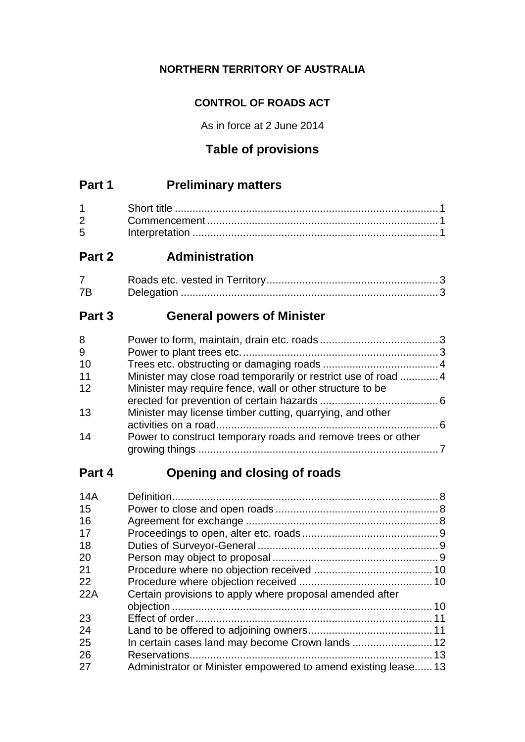**NORTHERN TERRITORY OF AUSTRALIA**

**CONTROL OF ROADS ACT**

As in force at 2 June 2014

## Table of provisions

## Part 1 Preliminary matters

| | | |
|---|---|---|
| 1 | Short title | 1 |
| 2 | Commencement | 1 |
| 5 | Interpretation | 1 |

## Part 2 Administration

| | | |
|---|---|---|
| 7 | Roads etc. vested in Territory | 3 |
| 7B | Delegation | 3 |

## Part 3 General powers of Minister

| | | |
|---|---|---|
| 8 | Power to form, maintain, drain etc. roads | 3 |
| 9 | Power to plant trees etc. | 3 |
| 10 | Trees etc. obstructing or damaging roads | 4 |
| 11 | Minister may close road temporarily or restrict use of road | 4 |
| 12 | Minister may require fence, wall or other structure to be erected for prevention of certain hazards | 6 |
| 13 | Minister may license timber cutting, quarrying, and other activities on a road | 6 |
| 14 | Power to construct temporary roads and remove trees or other growing things | 7 |

## Part 4 Opening and closing of roads

| | | |
|---|---|---|
| 14A | Definition | 8 |
| 15 | Power to close and open roads | 8 |
| 16 | Agreement for exchange | 8 |
| 17 | Proceedings to open, alter etc. roads | 9 |
| 18 | Duties of Surveyor-General | 9 |
| 20 | Person may object to proposal | 9 |
| 21 | Procedure where no objection received | 10 |
| 22 | Procedure where objection received | 10 |
| 22A | Certain provisions to apply where proposal amended after objection | 10 |
| 23 | Effect of order | 11 |
| 24 | Land to be offered to adjoining owners | 11 |
| 25 | In certain cases land may become Crown lands | 12 |
| 26 | Reservations | 13 |
| 27 | Administrator or Minister empowered to amend existing lease | 13 |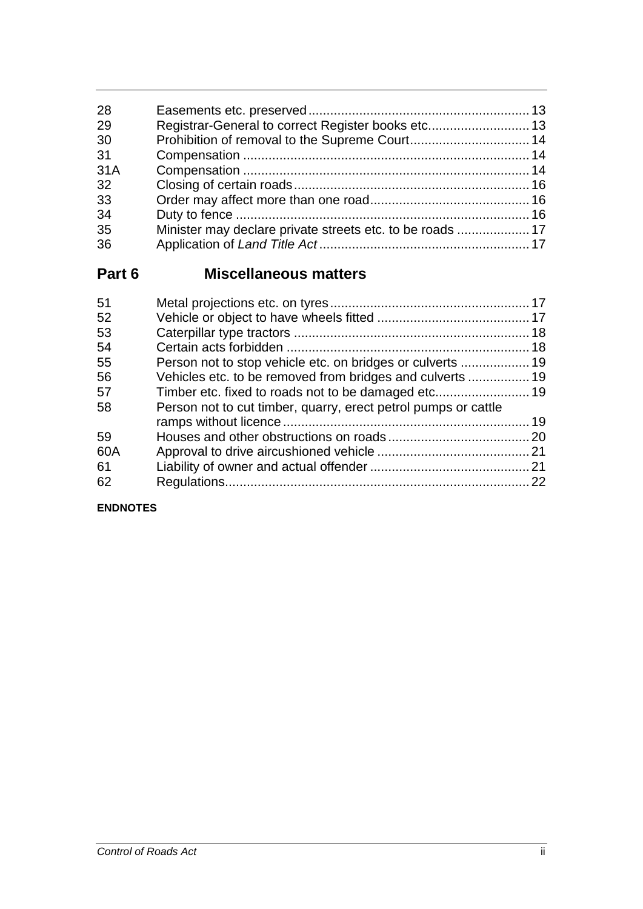| | | |
|---|---|---|
| 28 | Easements etc. preserved | 13 |
| 29 | Registrar-General to correct Register books etc. | 13 |
| 30 | Prohibition of removal to the Supreme Court | 14 |
| 31 | Compensation | 14 |
| 31A | Compensation | 14 |
| 32 | Closing of certain roads | 16 |
| 33 | Order may affect more than one road | 16 |
| 34 | Duty to fence | 16 |
| 35 | Minister may declare private streets etc. to be roads | 17 |
| 36 | Application of *Land Title Act* | 17 |

## Part 6 Miscellaneous matters

| | | |
|---|---|---|
| 51 | Metal projections etc. on tyres | 17 |
| 52 | Vehicle or object to have wheels fitted | 17 |
| 53 | Caterpillar type tractors | 18 |
| 54 | Certain acts forbidden | 18 |
| 55 | Person not to stop vehicle etc. on bridges or culverts | 19 |
| 56 | Vehicles etc. to be removed from bridges and culverts | 19 |
| 57 | Timber etc. fixed to roads not to be damaged etc. | 19 |
| 58 | Person not to cut timber, quarry, erect petrol pumps or cattle ramps without licence | 19 |
| 59 | Houses and other obstructions on roads | 20 |
| 60A | Approval to drive aircushioned vehicle | 21 |
| 61 | Liability of owner and actual offender | 21 |
| 62 | Regulations | 22 |

**ENDNOTES**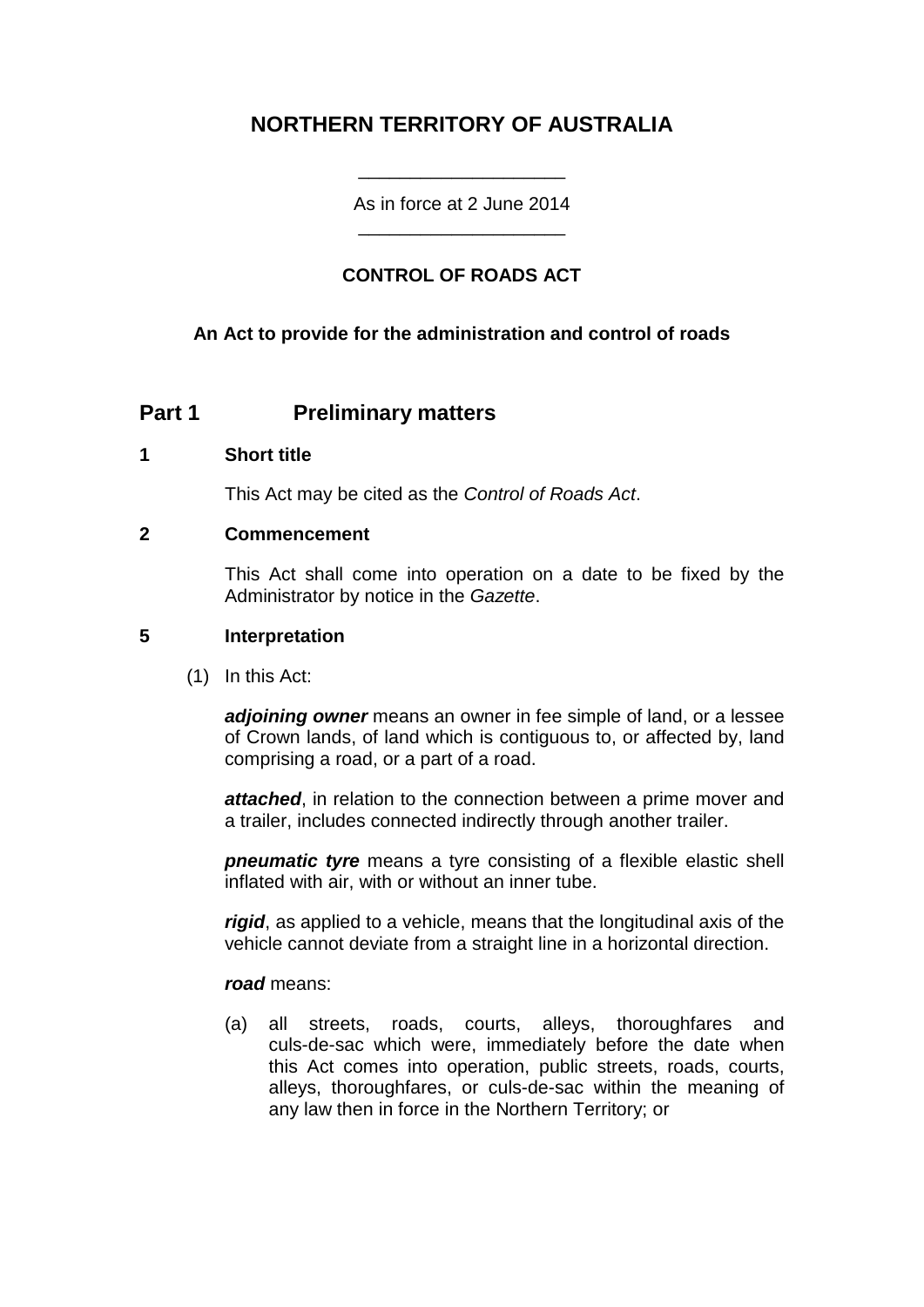# NORTHERN TERRITORY OF AUSTRALIA

As in force at 2 June 2014

## CONTROL OF ROADS ACT

**An Act to provide for the administration and control of roads**

## Part 1 Preliminary matters

### 1 Short title

This Act may be cited as the *Control of Roads Act*.

### 2 Commencement

This Act shall come into operation on a date to be fixed by the Administrator by notice in the *Gazette*.

### 5 Interpretation

(1) In this Act:

***adjoining owner*** means an owner in fee simple of land, or a lessee of Crown lands, of land which is contiguous to, or affected by, land comprising a road, or a part of a road.

***attached***, in relation to the connection between a prime mover and a trailer, includes connected indirectly through another trailer.

***pneumatic tyre*** means a tyre consisting of a flexible elastic shell inflated with air, with or without an inner tube.

***rigid***, as applied to a vehicle, means that the longitudinal axis of the vehicle cannot deviate from a straight line in a horizontal direction.

***road*** means:

(a) all streets, roads, courts, alleys, thoroughfares and culs-de-sac which were, immediately before the date when this Act comes into operation, public streets, roads, courts, alleys, thoroughfares, or culs-de-sac within the meaning of any law then in force in the Northern Territory; or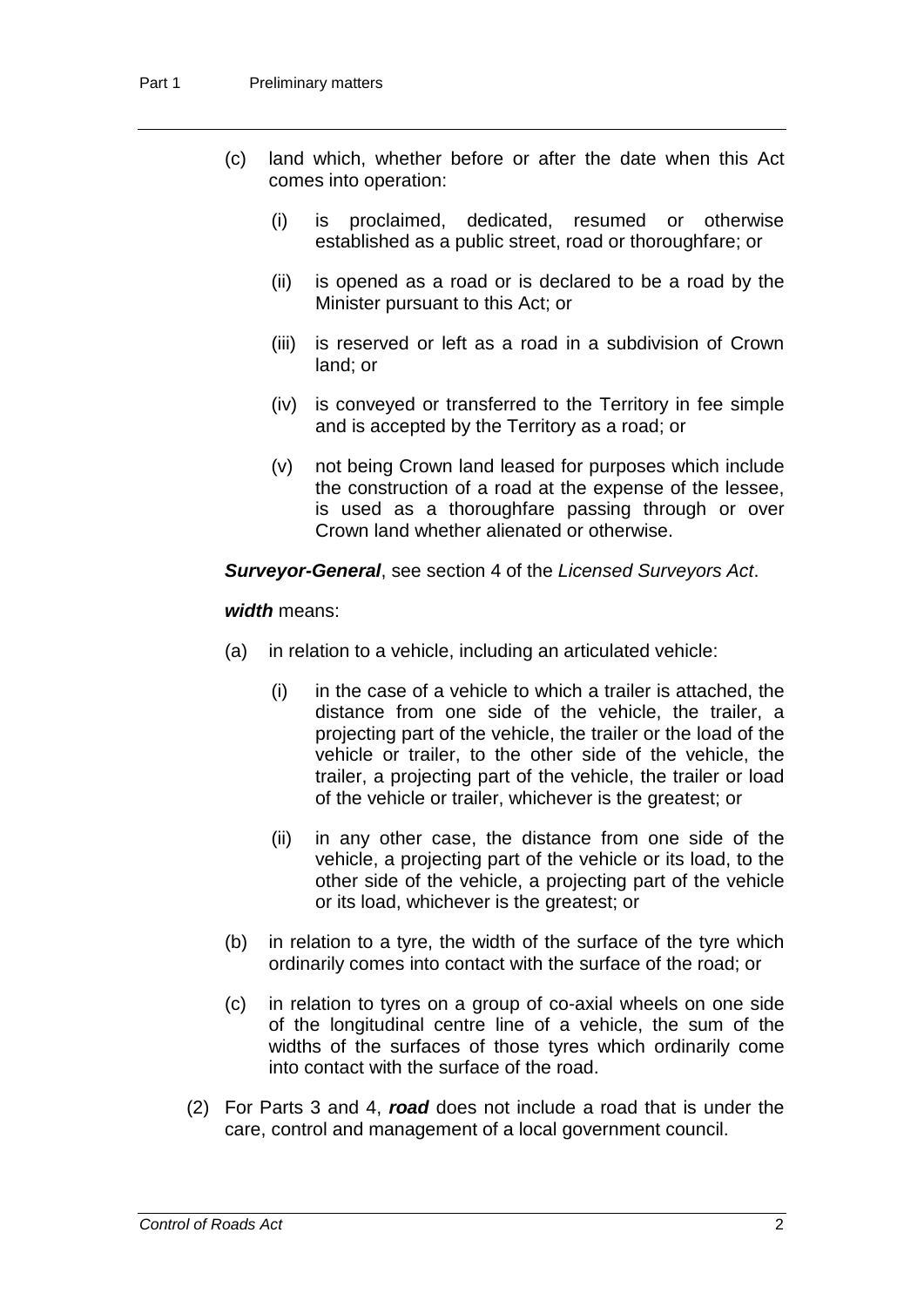(c) land which, whether before or after the date when this Act comes into operation:

   (i) is proclaimed, dedicated, resumed or otherwise established as a public street, road or thoroughfare; or

   (ii) is opened as a road or is declared to be a road by the Minister pursuant to this Act; or

   (iii) is reserved or left as a road in a subdivision of Crown land; or

   (iv) is conveyed or transferred to the Territory in fee simple and is accepted by the Territory as a road; or

   (v) not being Crown land leased for purposes which include the construction of a road at the expense of the lessee, is used as a thoroughfare passing through or over Crown land whether alienated or otherwise.

***Surveyor-General***, see section 4 of the *Licensed Surveyors Act*.

***width*** means:

(a) in relation to a vehicle, including an articulated vehicle:

   (i) in the case of a vehicle to which a trailer is attached, the distance from one side of the vehicle, the trailer, a projecting part of the vehicle, the trailer or the load of the vehicle or trailer, to the other side of the vehicle, the trailer, a projecting part of the vehicle, the trailer or load of the vehicle or trailer, whichever is the greatest; or

   (ii) in any other case, the distance from one side of the vehicle, a projecting part of the vehicle or its load, to the other side of the vehicle, a projecting part of the vehicle or its load, whichever is the greatest; or

(b) in relation to a tyre, the width of the surface of the tyre which ordinarily comes into contact with the surface of the road; or

(c) in relation to tyres on a group of co-axial wheels on one side of the longitudinal centre line of a vehicle, the sum of the widths of the surfaces of those tyres which ordinarily come into contact with the surface of the road.

(2) For Parts 3 and 4, ***road*** does not include a road that is under the care, control and management of a local government council.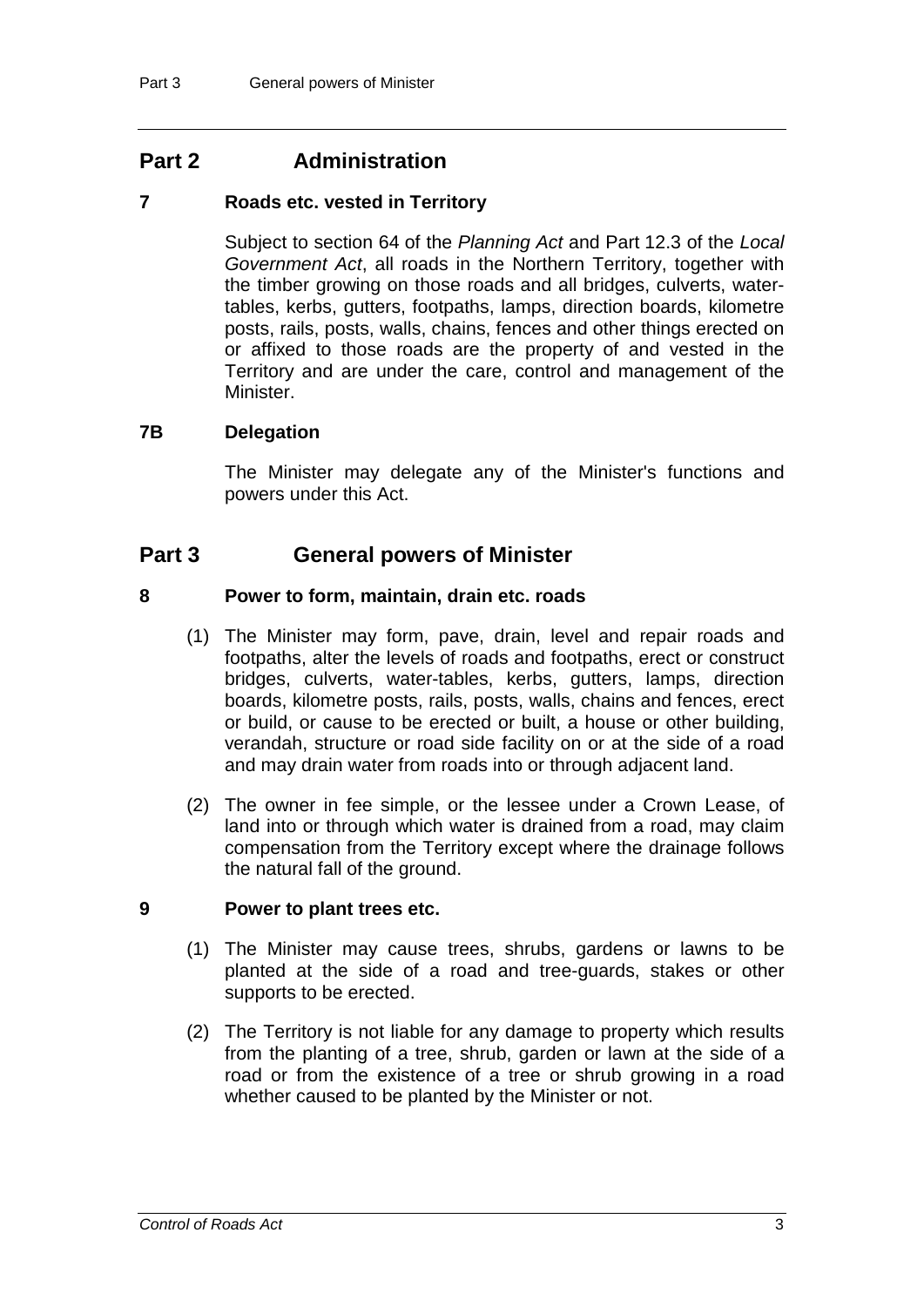## Part 2 Administration

### 7 Roads etc. vested in Territory

Subject to section 64 of the *Planning Act* and Part 12.3 of the *Local Government Act*, all roads in the Northern Territory, together with the timber growing on those roads and all bridges, culverts, water-tables, kerbs, gutters, footpaths, lamps, direction boards, kilometre posts, rails, posts, walls, chains, fences and other things erected on or affixed to those roads are the property of and vested in the Territory and are under the care, control and management of the Minister.

### 7B Delegation

The Minister may delegate any of the Minister's functions and powers under this Act.

## Part 3 General powers of Minister

### 8 Power to form, maintain, drain etc. roads

(1) The Minister may form, pave, drain, level and repair roads and footpaths, alter the levels of roads and footpaths, erect or construct bridges, culverts, water-tables, kerbs, gutters, lamps, direction boards, kilometre posts, rails, posts, walls, chains and fences, erect or build, or cause to be erected or built, a house or other building, verandah, structure or road side facility on or at the side of a road and may drain water from roads into or through adjacent land.

(2) The owner in fee simple, or the lessee under a Crown Lease, of land into or through which water is drained from a road, may claim compensation from the Territory except where the drainage follows the natural fall of the ground.

### 9 Power to plant trees etc.

(1) The Minister may cause trees, shrubs, gardens or lawns to be planted at the side of a road and tree-guards, stakes or other supports to be erected.

(2) The Territory is not liable for any damage to property which results from the planting of a tree, shrub, garden or lawn at the side of a road or from the existence of a tree or shrub growing in a road whether caused to be planted by the Minister or not.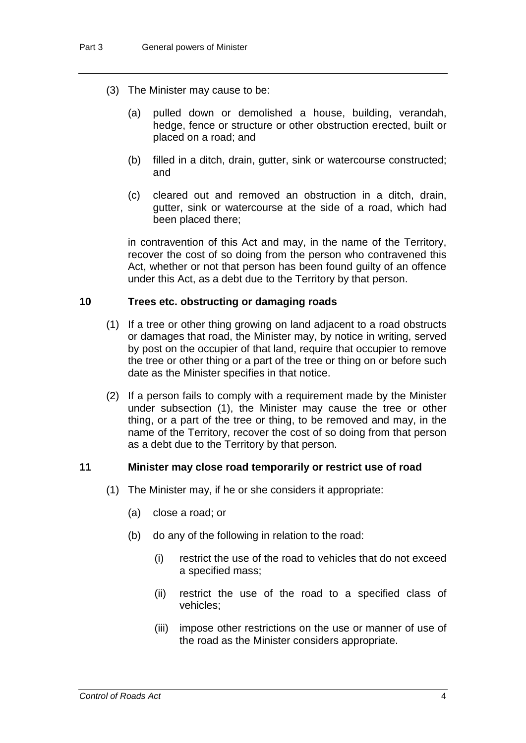(3) The Minister may cause to be:

(a) pulled down or demolished a house, building, verandah, hedge, fence or structure or other obstruction erected, built or placed on a road; and

(b) filled in a ditch, drain, gutter, sink or watercourse constructed; and

(c) cleared out and removed an obstruction in a ditch, drain, gutter, sink or watercourse at the side of a road, which had been placed there;

in contravention of this Act and may, in the name of the Territory, recover the cost of so doing from the person who contravened this Act, whether or not that person has been found guilty of an offence under this Act, as a debt due to the Territory by that person.

### 10 Trees etc. obstructing or damaging roads

(1) If a tree or other thing growing on land adjacent to a road obstructs or damages that road, the Minister may, by notice in writing, served by post on the occupier of that land, require that occupier to remove the tree or other thing or a part of the tree or thing on or before such date as the Minister specifies in that notice.

(2) If a person fails to comply with a requirement made by the Minister under subsection (1), the Minister may cause the tree or other thing, or a part of the tree or thing, to be removed and may, in the name of the Territory, recover the cost of so doing from that person as a debt due to the Territory by that person.

### 11 Minister may close road temporarily or restrict use of road

(1) The Minister may, if he or she considers it appropriate:

(a) close a road; or

(b) do any of the following in relation to the road:

(i) restrict the use of the road to vehicles that do not exceed a specified mass;

(ii) restrict the use of the road to a specified class of vehicles;

(iii) impose other restrictions on the use or manner of use of the road as the Minister considers appropriate.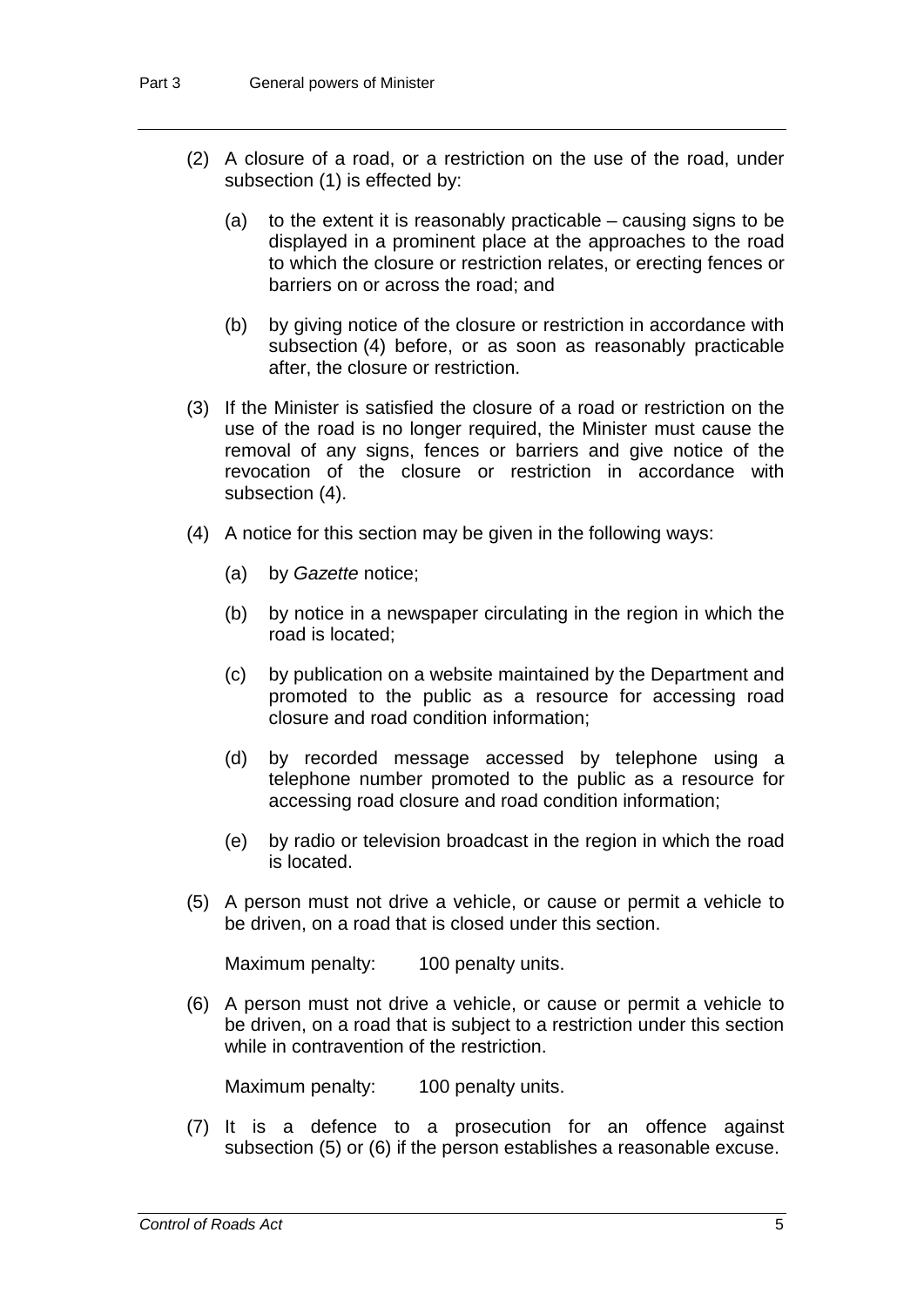(2) A closure of a road, or a restriction on the use of the road, under subsection (1) is effected by:

(a) to the extent it is reasonably practicable – causing signs to be displayed in a prominent place at the approaches to the road to which the closure or restriction relates, or erecting fences or barriers on or across the road; and

(b) by giving notice of the closure or restriction in accordance with subsection (4) before, or as soon as reasonably practicable after, the closure or restriction.

(3) If the Minister is satisfied the closure of a road or restriction on the use of the road is no longer required, the Minister must cause the removal of any signs, fences or barriers and give notice of the revocation of the closure or restriction in accordance with subsection (4).

(4) A notice for this section may be given in the following ways:

(a) by *Gazette* notice;

(b) by notice in a newspaper circulating in the region in which the road is located;

(c) by publication on a website maintained by the Department and promoted to the public as a resource for accessing road closure and road condition information;

(d) by recorded message accessed by telephone using a telephone number promoted to the public as a resource for accessing road closure and road condition information;

(e) by radio or television broadcast in the region in which the road is located.

(5) A person must not drive a vehicle, or cause or permit a vehicle to be driven, on a road that is closed under this section.

Maximum penalty: 100 penalty units.

(6) A person must not drive a vehicle, or cause or permit a vehicle to be driven, on a road that is subject to a restriction under this section while in contravention of the restriction.

Maximum penalty: 100 penalty units.

(7) It is a defence to a prosecution for an offence against subsection (5) or (6) if the person establishes a reasonable excuse.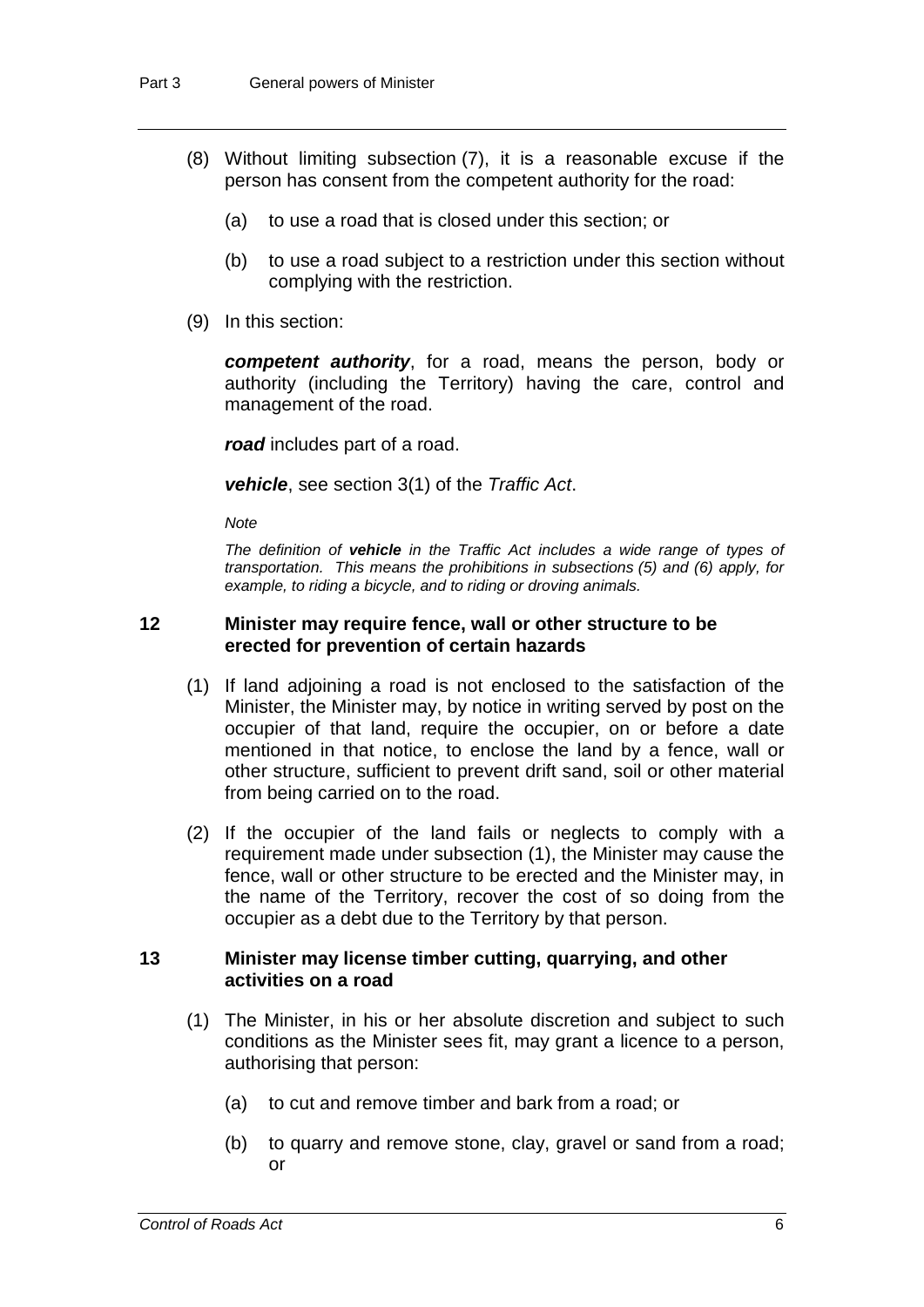(8) Without limiting subsection (7), it is a reasonable excuse if the person has consent from the competent authority for the road:

(a) to use a road that is closed under this section; or

(b) to use a road subject to a restriction under this section without complying with the restriction.

(9) In this section:

***competent authority***, for a road, means the person, body or authority (including the Territory) having the care, control and management of the road.

***road*** includes part of a road.

***vehicle***, see section 3(1) of the *Traffic Act*.

*Note*

*The definition of **vehicle** in the Traffic Act includes a wide range of types of transportation. This means the prohibitions in subsections (5) and (6) apply, for example, to riding a bicycle, and to riding or droving animals.*

### 12 Minister may require fence, wall or other structure to be erected for prevention of certain hazards

(1) If land adjoining a road is not enclosed to the satisfaction of the Minister, the Minister may, by notice in writing served by post on the occupier of that land, require the occupier, on or before a date mentioned in that notice, to enclose the land by a fence, wall or other structure, sufficient to prevent drift sand, soil or other material from being carried on to the road.

(2) If the occupier of the land fails or neglects to comply with a requirement made under subsection (1), the Minister may cause the fence, wall or other structure to be erected and the Minister may, in the name of the Territory, recover the cost of so doing from the occupier as a debt due to the Territory by that person.

### 13 Minister may license timber cutting, quarrying, and other activities on a road

(1) The Minister, in his or her absolute discretion and subject to such conditions as the Minister sees fit, may grant a licence to a person, authorising that person:

(a) to cut and remove timber and bark from a road; or

(b) to quarry and remove stone, clay, gravel or sand from a road; or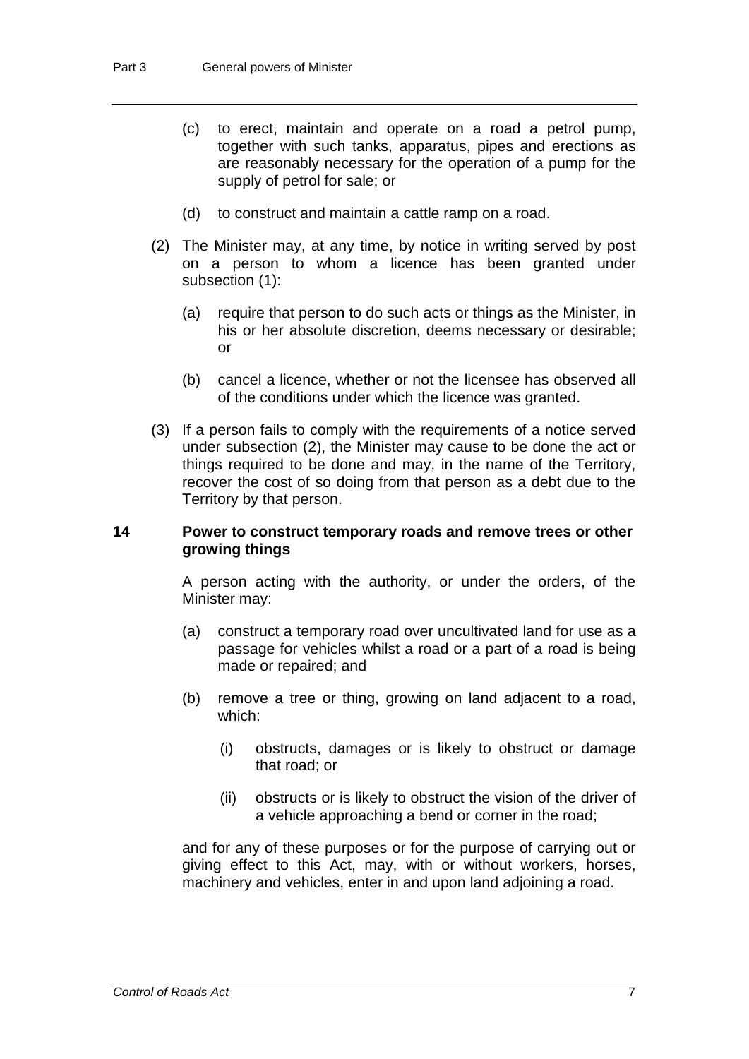- (c) to erect, maintain and operate on a road a petrol pump, together with such tanks, apparatus, pipes and erections as are reasonably necessary for the operation of a pump for the supply of petrol for sale; or

- (d) to construct and maintain a cattle ramp on a road.

(2) The Minister may, at any time, by notice in writing served by post on a person to whom a licence has been granted under subsection (1):

- (a) require that person to do such acts or things as the Minister, in his or her absolute discretion, deems necessary or desirable; or

- (b) cancel a licence, whether or not the licensee has observed all of the conditions under which the licence was granted.

(3) If a person fails to comply with the requirements of a notice served under subsection (2), the Minister may cause to be done the act or things required to be done and may, in the name of the Territory, recover the cost of so doing from that person as a debt due to the Territory by that person.

### 14 Power to construct temporary roads and remove trees or other growing things

A person acting with the authority, or under the orders, of the Minister may:

- (a) construct a temporary road over uncultivated land for use as a passage for vehicles whilst a road or a part of a road is being made or repaired; and

- (b) remove a tree or thing, growing on land adjacent to a road, which:

  - (i) obstructs, damages or is likely to obstruct or damage that road; or

  - (ii) obstructs or is likely to obstruct the vision of the driver of a vehicle approaching a bend or corner in the road;

and for any of these purposes or for the purpose of carrying out or giving effect to this Act, may, with or without workers, horses, machinery and vehicles, enter in and upon land adjoining a road.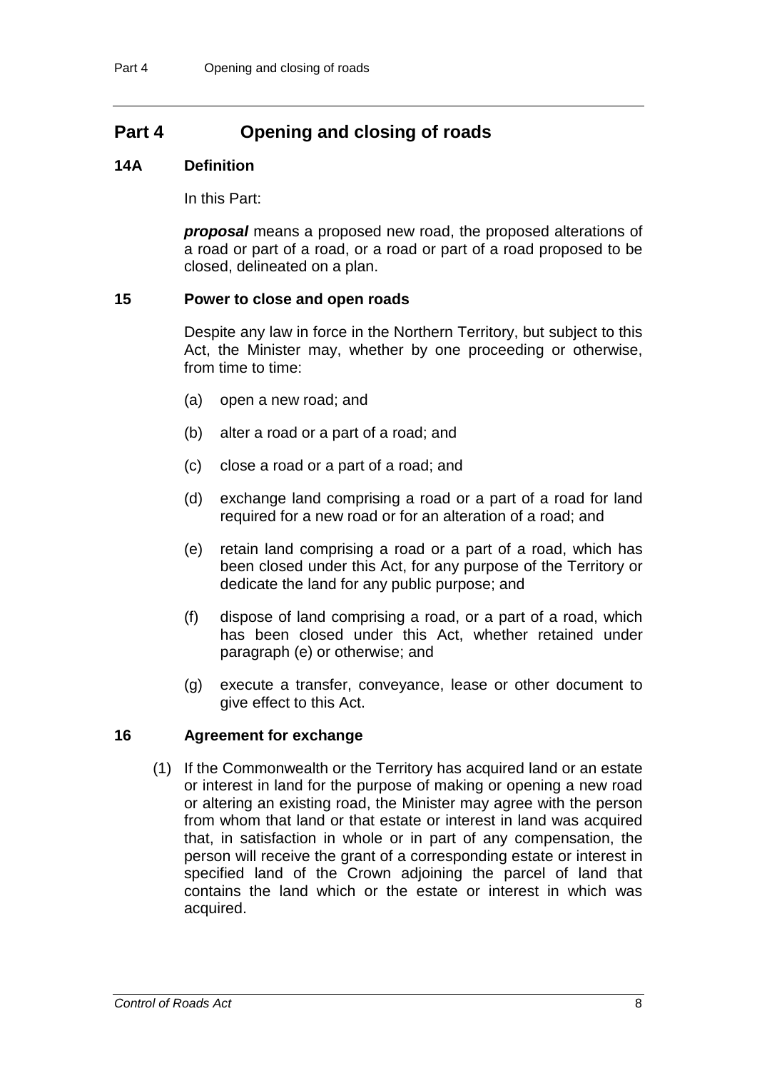## Part 4 Opening and closing of roads

### 14A Definition

In this Part:

***proposal*** means a proposed new road, the proposed alterations of a road or part of a road, or a road or part of a road proposed to be closed, delineated on a plan.

### 15 Power to close and open roads

Despite any law in force in the Northern Territory, but subject to this Act, the Minister may, whether by one proceeding or otherwise, from time to time:

(a) open a new road; and

(b) alter a road or a part of a road; and

(c) close a road or a part of a road; and

(d) exchange land comprising a road or a part of a road for land required for a new road or for an alteration of a road; and

(e) retain land comprising a road or a part of a road, which has been closed under this Act, for any purpose of the Territory or dedicate the land for any public purpose; and

(f) dispose of land comprising a road, or a part of a road, which has been closed under this Act, whether retained under paragraph (e) or otherwise; and

(g) execute a transfer, conveyance, lease or other document to give effect to this Act.

### 16 Agreement for exchange

(1) If the Commonwealth or the Territory has acquired land or an estate or interest in land for the purpose of making or opening a new road or altering an existing road, the Minister may agree with the person from whom that land or that estate or interest in land was acquired that, in satisfaction in whole or in part of any compensation, the person will receive the grant of a corresponding estate or interest in specified land of the Crown adjoining the parcel of land that contains the land which or the estate or interest in which was acquired.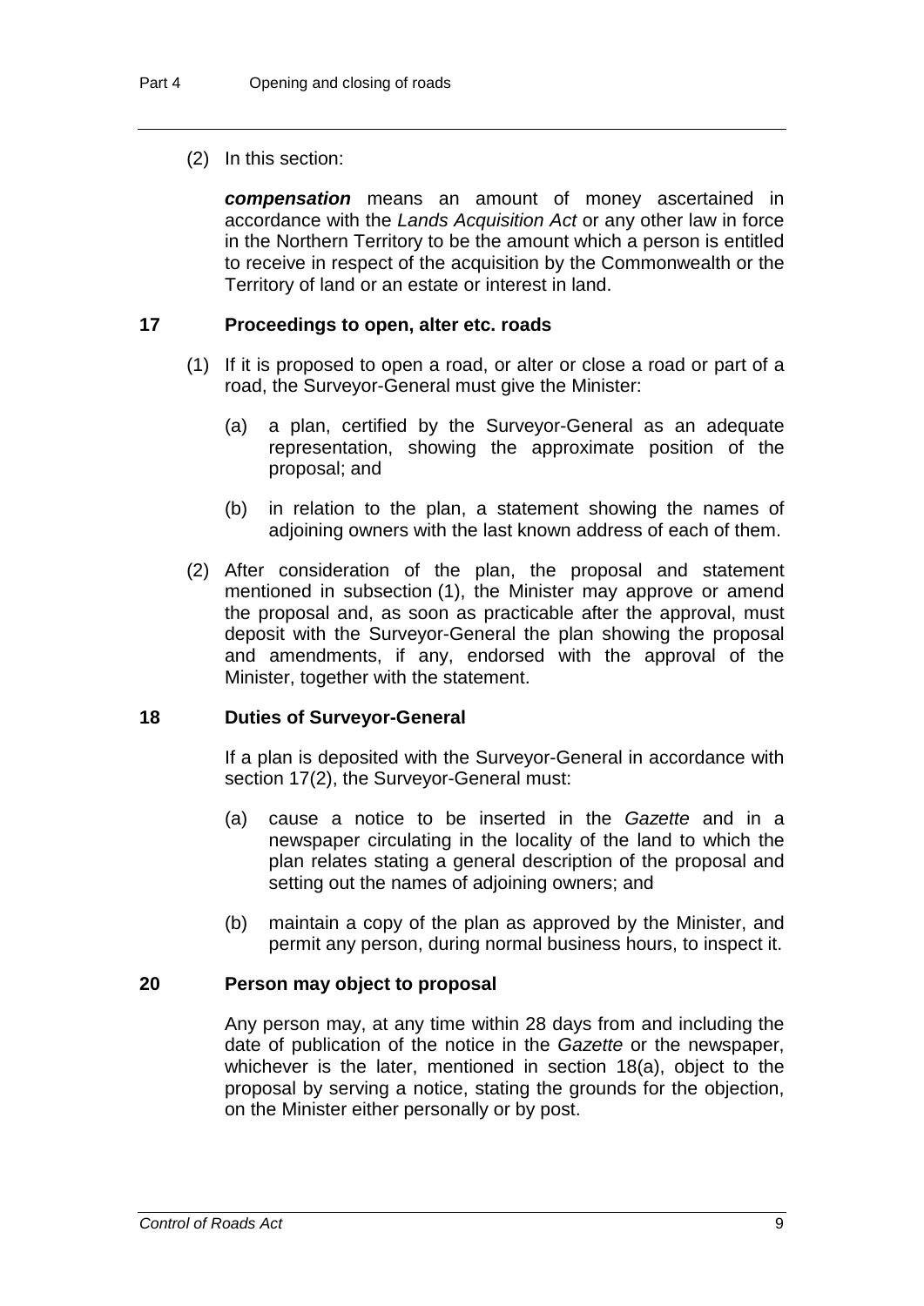(2) In this section:

***compensation*** means an amount of money ascertained in accordance with the *Lands Acquisition Act* or any other law in force in the Northern Territory to be the amount which a person is entitled to receive in respect of the acquisition by the Commonwealth or the Territory of land or an estate or interest in land.

## 17 Proceedings to open, alter etc. roads

(1) If it is proposed to open a road, or alter or close a road or part of a road, the Surveyor-General must give the Minister:

(a) a plan, certified by the Surveyor-General as an adequate representation, showing the approximate position of the proposal; and

(b) in relation to the plan, a statement showing the names of adjoining owners with the last known address of each of them.

(2) After consideration of the plan, the proposal and statement mentioned in subsection (1), the Minister may approve or amend the proposal and, as soon as practicable after the approval, must deposit with the Surveyor-General the plan showing the proposal and amendments, if any, endorsed with the approval of the Minister, together with the statement.

## 18 Duties of Surveyor-General

If a plan is deposited with the Surveyor-General in accordance with section 17(2), the Surveyor-General must:

(a) cause a notice to be inserted in the *Gazette* and in a newspaper circulating in the locality of the land to which the plan relates stating a general description of the proposal and setting out the names of adjoining owners; and

(b) maintain a copy of the plan as approved by the Minister, and permit any person, during normal business hours, to inspect it.

## 20 Person may object to proposal

Any person may, at any time within 28 days from and including the date of publication of the notice in the *Gazette* or the newspaper, whichever is the later, mentioned in section 18(a), object to the proposal by serving a notice, stating the grounds for the objection, on the Minister either personally or by post.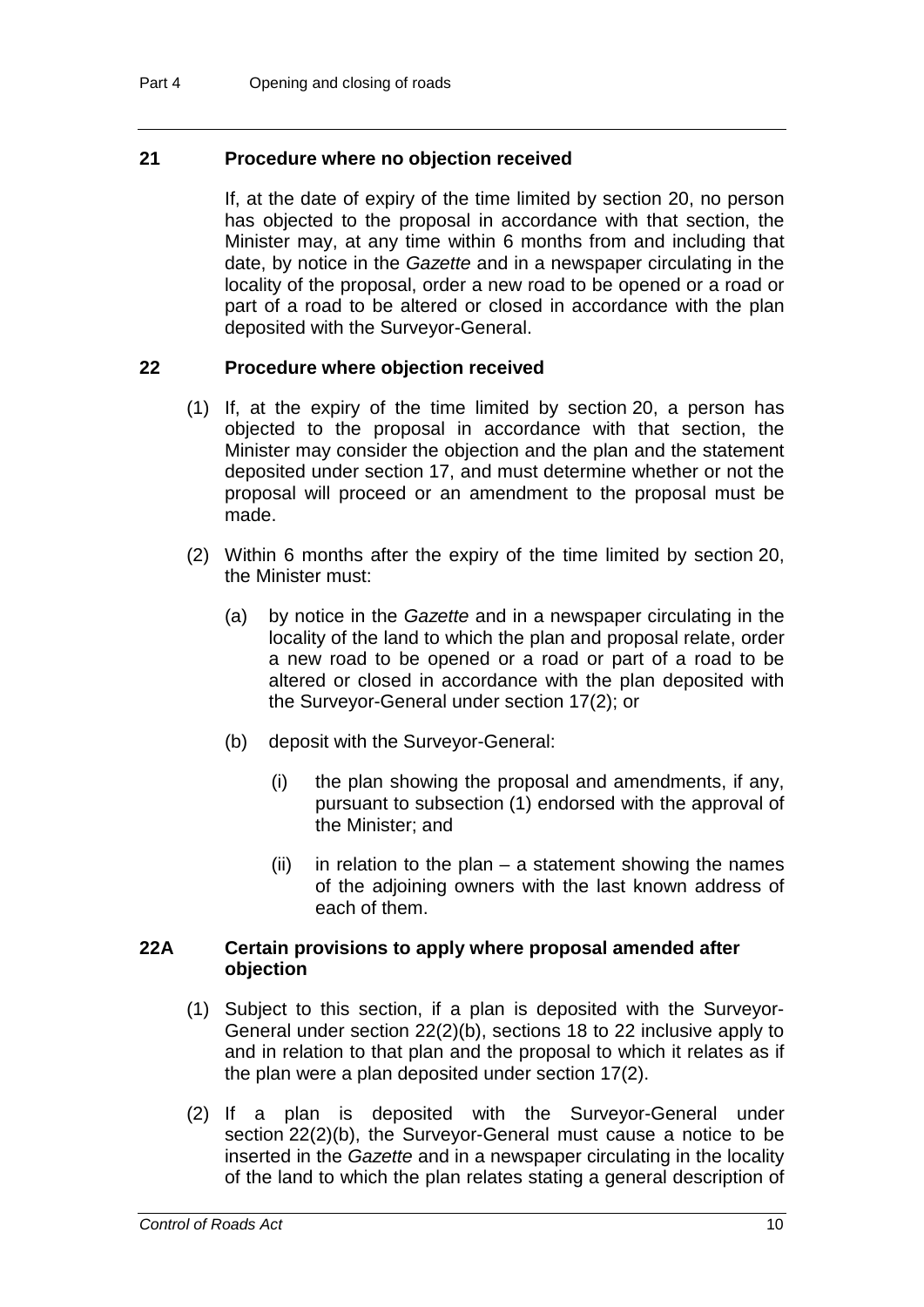## 21 Procedure where no objection received

If, at the date of expiry of the time limited by section 20, no person has objected to the proposal in accordance with that section, the Minister may, at any time within 6 months from and including that date, by notice in the *Gazette* and in a newspaper circulating in the locality of the proposal, order a new road to be opened or a road or part of a road to be altered or closed in accordance with the plan deposited with the Surveyor-General.

## 22 Procedure where objection received

(1) If, at the expiry of the time limited by section 20, a person has objected to the proposal in accordance with that section, the Minister may consider the objection and the plan and the statement deposited under section 17, and must determine whether or not the proposal will proceed or an amendment to the proposal must be made.

(2) Within 6 months after the expiry of the time limited by section 20, the Minister must:

(a) by notice in the *Gazette* and in a newspaper circulating in the locality of the land to which the plan and proposal relate, order a new road to be opened or a road or part of a road to be altered or closed in accordance with the plan deposited with the Surveyor-General under section 17(2); or

(b) deposit with the Surveyor-General:

(i) the plan showing the proposal and amendments, if any, pursuant to subsection (1) endorsed with the approval of the Minister; and

(ii) in relation to the plan – a statement showing the names of the adjoining owners with the last known address of each of them.

## 22A Certain provisions to apply where proposal amended after objection

(1) Subject to this section, if a plan is deposited with the Surveyor-General under section 22(2)(b), sections 18 to 22 inclusive apply to and in relation to that plan and the proposal to which it relates as if the plan were a plan deposited under section 17(2).

(2) If a plan is deposited with the Surveyor-General under section 22(2)(b), the Surveyor-General must cause a notice to be inserted in the *Gazette* and in a newspaper circulating in the locality of the land to which the plan relates stating a general description of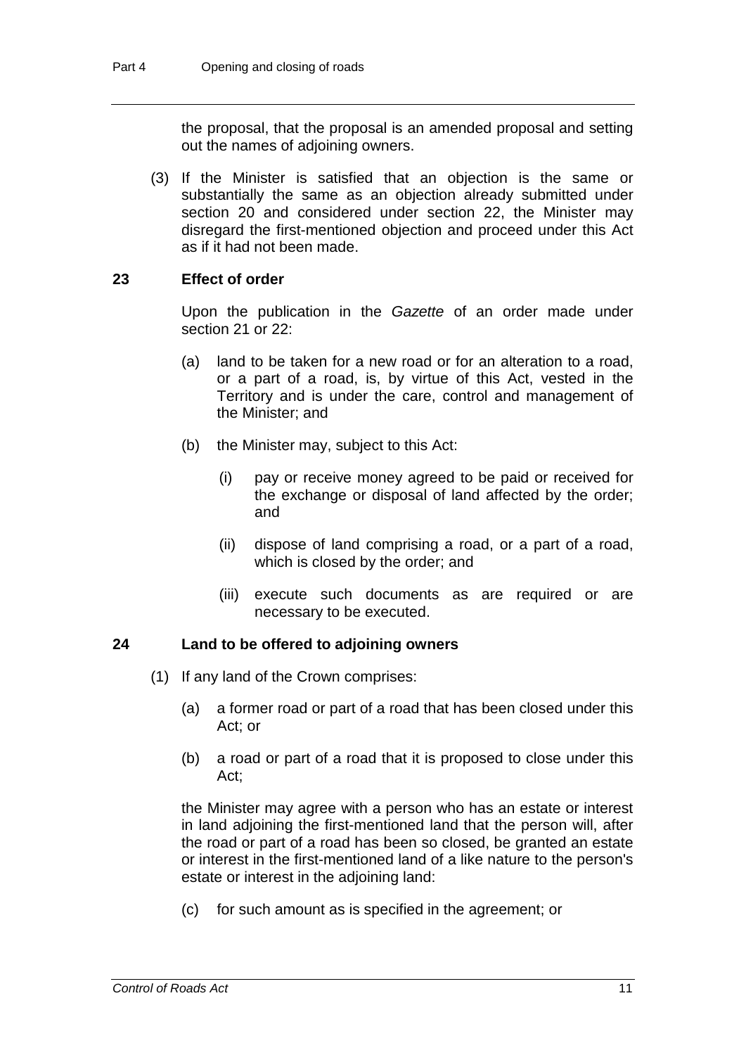the proposal, that the proposal is an amended proposal and setting out the names of adjoining owners.

(3) If the Minister is satisfied that an objection is the same or substantially the same as an objection already submitted under section 20 and considered under section 22, the Minister may disregard the first-mentioned objection and proceed under this Act as if it had not been made.

### 23 Effect of order

Upon the publication in the *Gazette* of an order made under section 21 or 22:

(a) land to be taken for a new road or for an alteration to a road, or a part of a road, is, by virtue of this Act, vested in the Territory and is under the care, control and management of the Minister; and

(b) the Minister may, subject to this Act:

(i) pay or receive money agreed to be paid or received for the exchange or disposal of land affected by the order; and

(ii) dispose of land comprising a road, or a part of a road, which is closed by the order; and

(iii) execute such documents as are required or are necessary to be executed.

### 24 Land to be offered to adjoining owners

(1) If any land of the Crown comprises:

(a) a former road or part of a road that has been closed under this Act; or

(b) a road or part of a road that it is proposed to close under this Act;

the Minister may agree with a person who has an estate or interest in land adjoining the first-mentioned land that the person will, after the road or part of a road has been so closed, be granted an estate or interest in the first-mentioned land of a like nature to the person's estate or interest in the adjoining land:

(c) for such amount as is specified in the agreement; or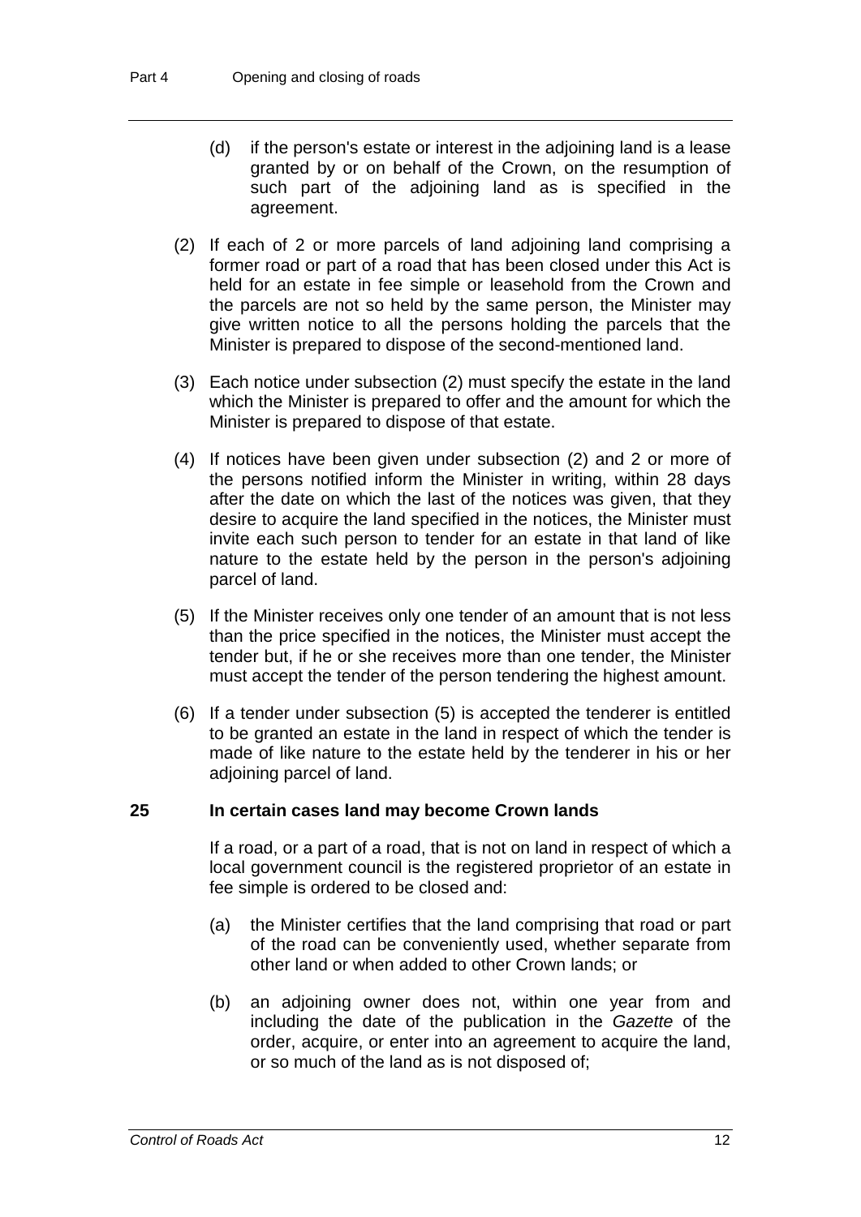(d) if the person's estate or interest in the adjoining land is a lease granted by or on behalf of the Crown, on the resumption of such part of the adjoining land as is specified in the agreement.

(2) If each of 2 or more parcels of land adjoining land comprising a former road or part of a road that has been closed under this Act is held for an estate in fee simple or leasehold from the Crown and the parcels are not so held by the same person, the Minister may give written notice to all the persons holding the parcels that the Minister is prepared to dispose of the second-mentioned land.

(3) Each notice under subsection (2) must specify the estate in the land which the Minister is prepared to offer and the amount for which the Minister is prepared to dispose of that estate.

(4) If notices have been given under subsection (2) and 2 or more of the persons notified inform the Minister in writing, within 28 days after the date on which the last of the notices was given, that they desire to acquire the land specified in the notices, the Minister must invite each such person to tender for an estate in that land of like nature to the estate held by the person in the person's adjoining parcel of land.

(5) If the Minister receives only one tender of an amount that is not less than the price specified in the notices, the Minister must accept the tender but, if he or she receives more than one tender, the Minister must accept the tender of the person tendering the highest amount.

(6) If a tender under subsection (5) is accepted the tenderer is entitled to be granted an estate in the land in respect of which the tender is made of like nature to the estate held by the tenderer in his or her adjoining parcel of land.

### 25 In certain cases land may become Crown lands

If a road, or a part of a road, that is not on land in respect of which a local government council is the registered proprietor of an estate in fee simple is ordered to be closed and:

(a) the Minister certifies that the land comprising that road or part of the road can be conveniently used, whether separate from other land or when added to other Crown lands; or

(b) an adjoining owner does not, within one year from and including the date of the publication in the *Gazette* of the order, acquire, or enter into an agreement to acquire the land, or so much of the land as is not disposed of;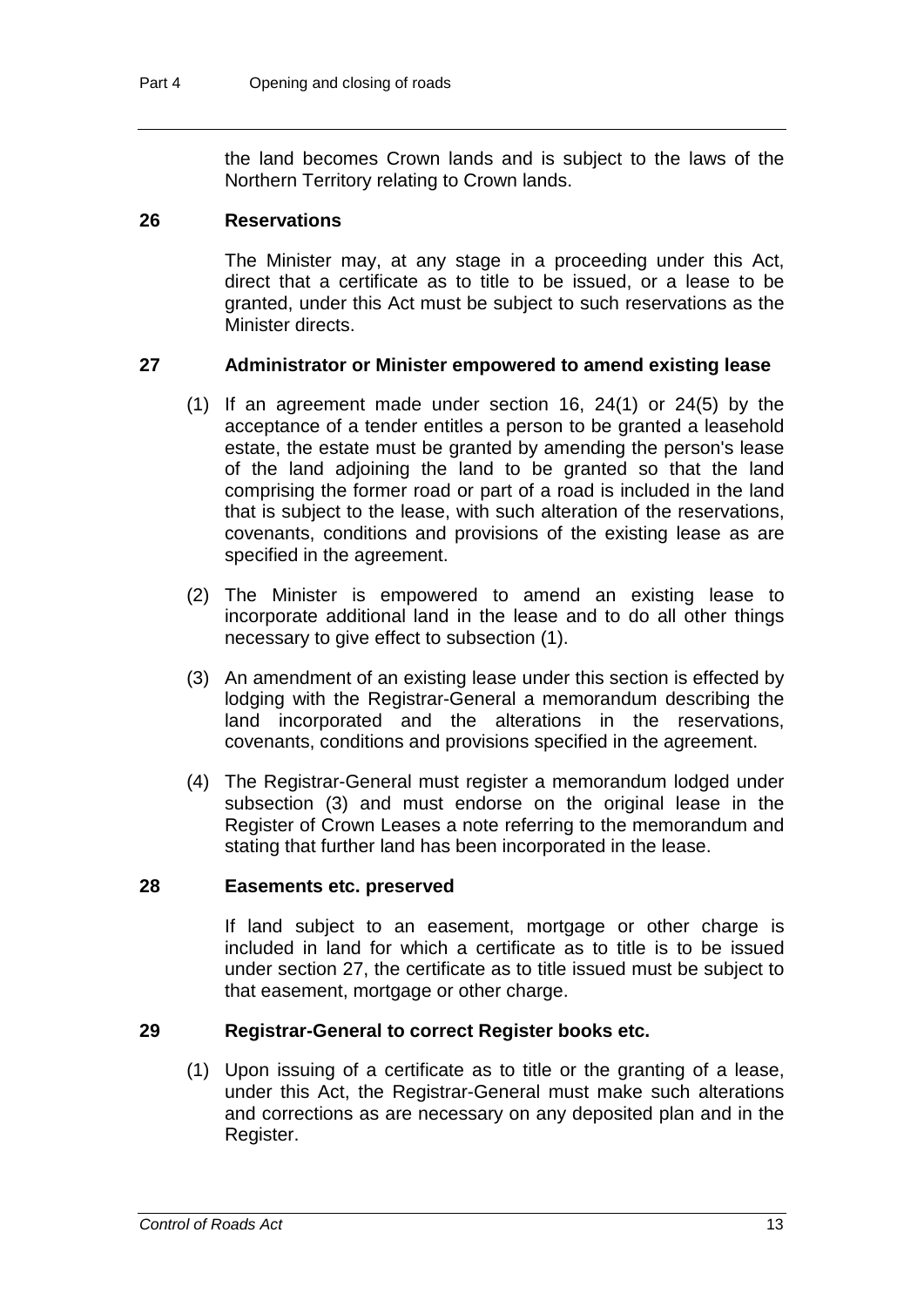the land becomes Crown lands and is subject to the laws of the Northern Territory relating to Crown lands.

### 26 Reservations

The Minister may, at any stage in a proceeding under this Act, direct that a certificate as to title to be issued, or a lease to be granted, under this Act must be subject to such reservations as the Minister directs.

### 27 Administrator or Minister empowered to amend existing lease

(1) If an agreement made under section 16, 24(1) or 24(5) by the acceptance of a tender entitles a person to be granted a leasehold estate, the estate must be granted by amending the person's lease of the land adjoining the land to be granted so that the land comprising the former road or part of a road is included in the land that is subject to the lease, with such alteration of the reservations, covenants, conditions and provisions of the existing lease as are specified in the agreement.

(2) The Minister is empowered to amend an existing lease to incorporate additional land in the lease and to do all other things necessary to give effect to subsection (1).

(3) An amendment of an existing lease under this section is effected by lodging with the Registrar-General a memorandum describing the land incorporated and the alterations in the reservations, covenants, conditions and provisions specified in the agreement.

(4) The Registrar-General must register a memorandum lodged under subsection (3) and must endorse on the original lease in the Register of Crown Leases a note referring to the memorandum and stating that further land has been incorporated in the lease.

### 28 Easements etc. preserved

If land subject to an easement, mortgage or other charge is included in land for which a certificate as to title is to be issued under section 27, the certificate as to title issued must be subject to that easement, mortgage or other charge.

### 29 Registrar-General to correct Register books etc.

(1) Upon issuing of a certificate as to title or the granting of a lease, under this Act, the Registrar-General must make such alterations and corrections as are necessary on any deposited plan and in the Register.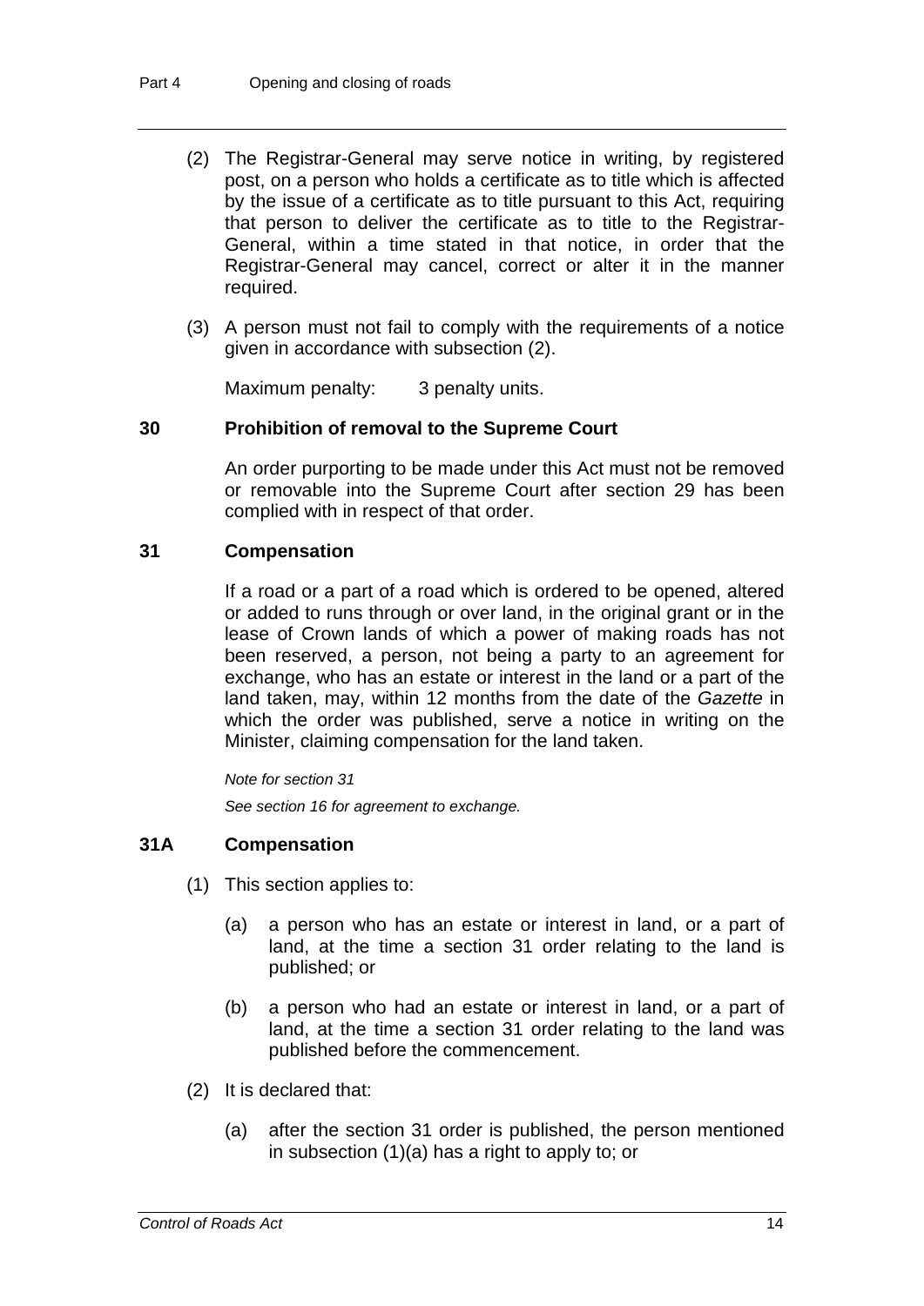(2) The Registrar-General may serve notice in writing, by registered post, on a person who holds a certificate as to title which is affected by the issue of a certificate as to title pursuant to this Act, requiring that person to deliver the certificate as to title to the Registrar-General, within a time stated in that notice, in order that the Registrar-General may cancel, correct or alter it in the manner required.

(3) A person must not fail to comply with the requirements of a notice given in accordance with subsection (2).

Maximum penalty: 3 penalty units.

### 30 Prohibition of removal to the Supreme Court

An order purporting to be made under this Act must not be removed or removable into the Supreme Court after section 29 has been complied with in respect of that order.

### 31 Compensation

If a road or a part of a road which is ordered to be opened, altered or added to runs through or over land, in the original grant or in the lease of Crown lands of which a power of making roads has not been reserved, a person, not being a party to an agreement for exchange, who has an estate or interest in the land or a part of the land taken, may, within 12 months from the date of the *Gazette* in which the order was published, serve a notice in writing on the Minister, claiming compensation for the land taken.

*Note for section 31*

*See section 16 for agreement to exchange.*

### 31A Compensation

(1) This section applies to:

(a) a person who has an estate or interest in land, or a part of land, at the time a section 31 order relating to the land is published; or

(b) a person who had an estate or interest in land, or a part of land, at the time a section 31 order relating to the land was published before the commencement.

(2) It is declared that:

(a) after the section 31 order is published, the person mentioned in subsection (1)(a) has a right to apply to; or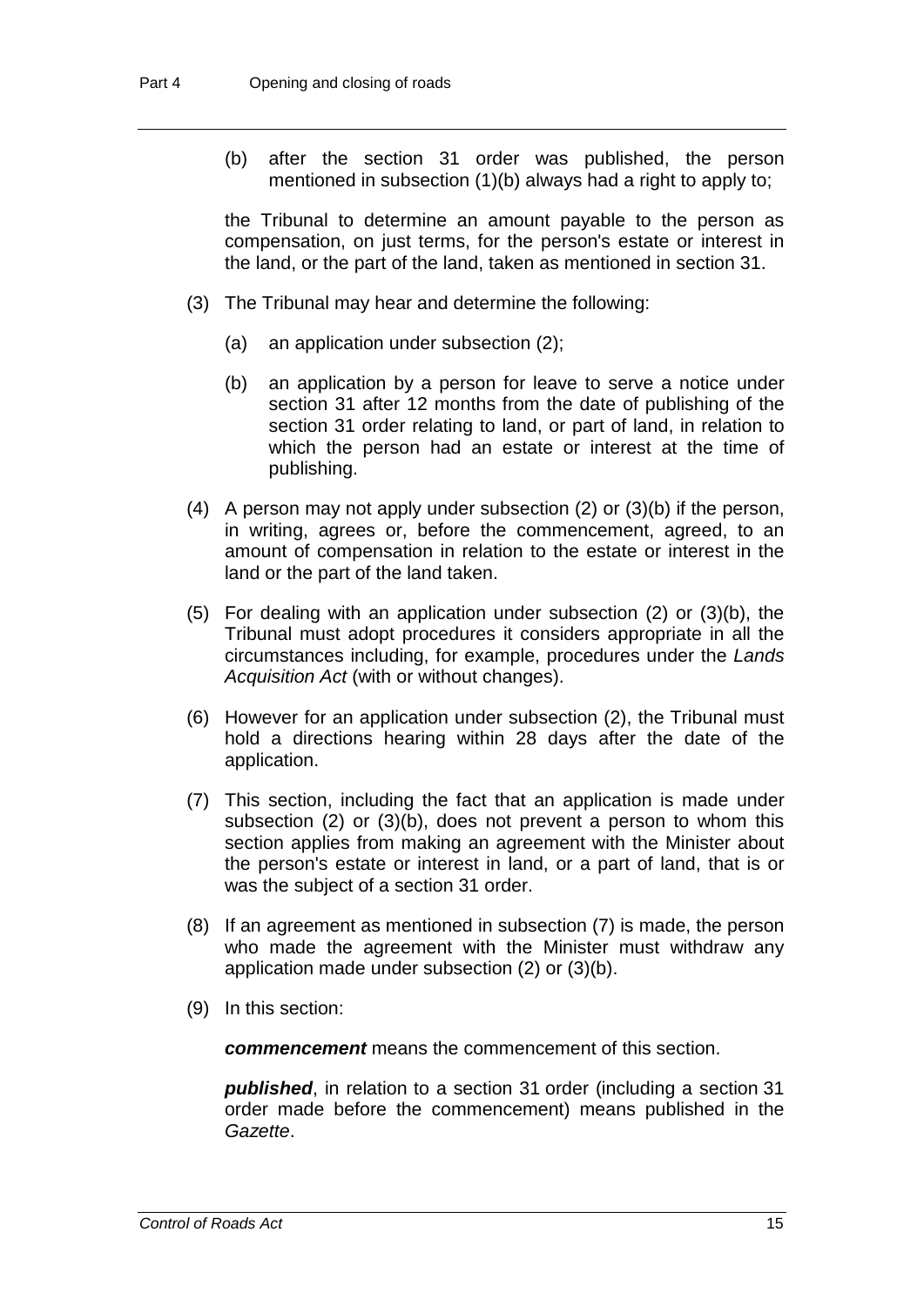(b) after the section 31 order was published, the person mentioned in subsection (1)(b) always had a right to apply to;

the Tribunal to determine an amount payable to the person as compensation, on just terms, for the person's estate or interest in the land, or the part of the land, taken as mentioned in section 31.

(3) The Tribunal may hear and determine the following:

(a) an application under subsection (2);

(b) an application by a person for leave to serve a notice under section 31 after 12 months from the date of publishing of the section 31 order relating to land, or part of land, in relation to which the person had an estate or interest at the time of publishing.

(4) A person may not apply under subsection (2) or (3)(b) if the person, in writing, agrees or, before the commencement, agreed, to an amount of compensation in relation to the estate or interest in the land or the part of the land taken.

(5) For dealing with an application under subsection (2) or (3)(b), the Tribunal must adopt procedures it considers appropriate in all the circumstances including, for example, procedures under the *Lands Acquisition Act* (with or without changes).

(6) However for an application under subsection (2), the Tribunal must hold a directions hearing within 28 days after the date of the application.

(7) This section, including the fact that an application is made under subsection (2) or (3)(b), does not prevent a person to whom this section applies from making an agreement with the Minister about the person's estate or interest in land, or a part of land, that is or was the subject of a section 31 order.

(8) If an agreement as mentioned in subsection (7) is made, the person who made the agreement with the Minister must withdraw any application made under subsection (2) or (3)(b).

(9) In this section:

***commencement*** means the commencement of this section.

***published***, in relation to a section 31 order (including a section 31 order made before the commencement) means published in the *Gazette*.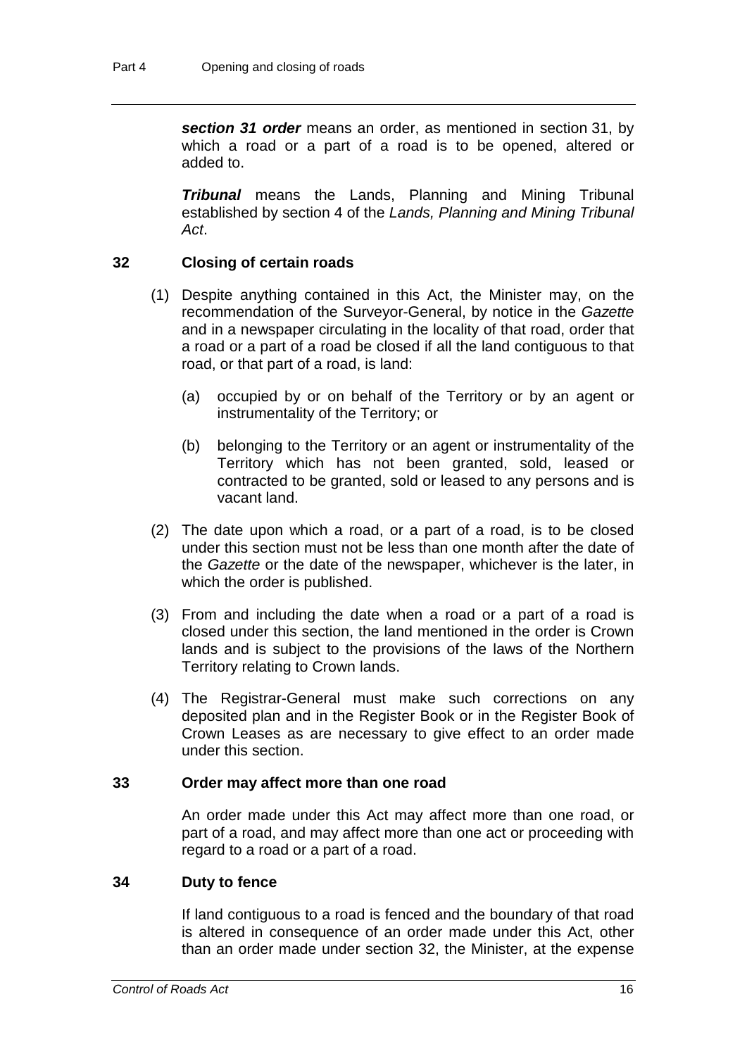***section 31 order*** means an order, as mentioned in section 31, by which a road or a part of a road is to be opened, altered or added to.

***Tribunal*** means the Lands, Planning and Mining Tribunal established by section 4 of the *Lands, Planning and Mining Tribunal Act*.

### 32 Closing of certain roads

(1) Despite anything contained in this Act, the Minister may, on the recommendation of the Surveyor-General, by notice in the *Gazette* and in a newspaper circulating in the locality of that road, order that a road or a part of a road be closed if all the land contiguous to that road, or that part of a road, is land:

(a) occupied by or on behalf of the Territory or by an agent or instrumentality of the Territory; or

(b) belonging to the Territory or an agent or instrumentality of the Territory which has not been granted, sold, leased or contracted to be granted, sold or leased to any persons and is vacant land.

(2) The date upon which a road, or a part of a road, is to be closed under this section must not be less than one month after the date of the *Gazette* or the date of the newspaper, whichever is the later, in which the order is published.

(3) From and including the date when a road or a part of a road is closed under this section, the land mentioned in the order is Crown lands and is subject to the provisions of the laws of the Northern Territory relating to Crown lands.

(4) The Registrar-General must make such corrections on any deposited plan and in the Register Book or in the Register Book of Crown Leases as are necessary to give effect to an order made under this section.

### 33 Order may affect more than one road

An order made under this Act may affect more than one road, or part of a road, and may affect more than one act or proceeding with regard to a road or a part of a road.

### 34 Duty to fence

If land contiguous to a road is fenced and the boundary of that road is altered in consequence of an order made under this Act, other than an order made under section 32, the Minister, at the expense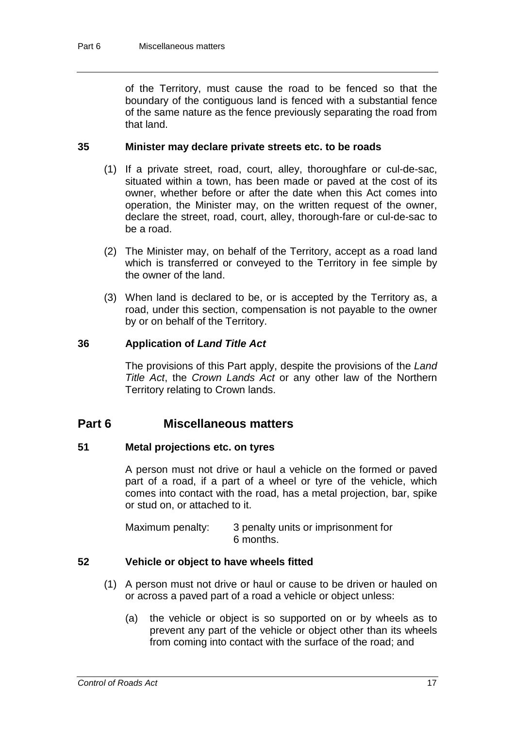of the Territory, must cause the road to be fenced so that the boundary of the contiguous land is fenced with a substantial fence of the same nature as the fence previously separating the road from that land.

### 35 Minister may declare private streets etc. to be roads

(1) If a private street, road, court, alley, thoroughfare or cul-de-sac, situated within a town, has been made or paved at the cost of its owner, whether before or after the date when this Act comes into operation, the Minister may, on the written request of the owner, declare the street, road, court, alley, thorough-fare or cul-de-sac to be a road.

(2) The Minister may, on behalf of the Territory, accept as a road land which is transferred or conveyed to the Territory in fee simple by the owner of the land.

(3) When land is declared to be, or is accepted by the Territory as, a road, under this section, compensation is not payable to the owner by or on behalf of the Territory.

### 36 Application of *Land Title Act*

The provisions of this Part apply, despite the provisions of the *Land Title Act*, the *Crown Lands Act* or any other law of the Northern Territory relating to Crown lands.

## Part 6 Miscellaneous matters

### 51 Metal projections etc. on tyres

A person must not drive or haul a vehicle on the formed or paved part of a road, if a part of a wheel or tyre of the vehicle, which comes into contact with the road, has a metal projection, bar, spike or stud on, or attached to it.

Maximum penalty: 3 penalty units or imprisonment for 6 months.

### 52 Vehicle or object to have wheels fitted

(1) A person must not drive or haul or cause to be driven or hauled on or across a paved part of a road a vehicle or object unless:

(a) the vehicle or object is so supported on or by wheels as to prevent any part of the vehicle or object other than its wheels from coming into contact with the surface of the road; and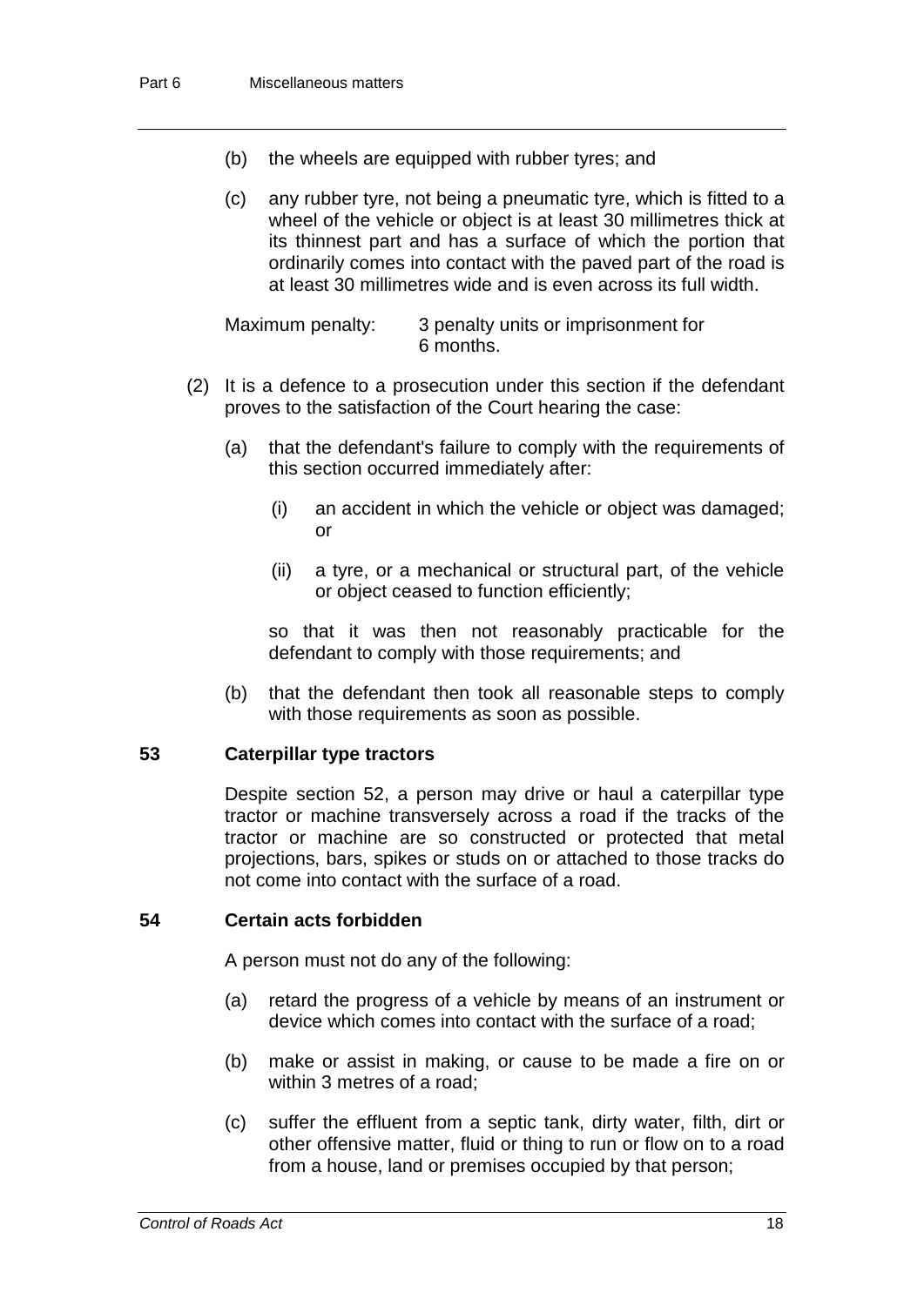(b) the wheels are equipped with rubber tyres; and

(c) any rubber tyre, not being a pneumatic tyre, which is fitted to a wheel of the vehicle or object is at least 30 millimetres thick at its thinnest part and has a surface of which the portion that ordinarily comes into contact with the paved part of the road is at least 30 millimetres wide and is even across its full width.

Maximum penalty: 3 penalty units or imprisonment for 6 months.

(2) It is a defence to a prosecution under this section if the defendant proves to the satisfaction of the Court hearing the case:

(a) that the defendant's failure to comply with the requirements of this section occurred immediately after:

(i) an accident in which the vehicle or object was damaged; or

(ii) a tyre, or a mechanical or structural part, of the vehicle or object ceased to function efficiently;

so that it was then not reasonably practicable for the defendant to comply with those requirements; and

(b) that the defendant then took all reasonable steps to comply with those requirements as soon as possible.

### 53 Caterpillar type tractors

Despite section 52, a person may drive or haul a caterpillar type tractor or machine transversely across a road if the tracks of the tractor or machine are so constructed or protected that metal projections, bars, spikes or studs on or attached to those tracks do not come into contact with the surface of a road.

### 54 Certain acts forbidden

A person must not do any of the following:

(a) retard the progress of a vehicle by means of an instrument or device which comes into contact with the surface of a road;

(b) make or assist in making, or cause to be made a fire on or within 3 metres of a road;

(c) suffer the effluent from a septic tank, dirty water, filth, dirt or other offensive matter, fluid or thing to run or flow on to a road from a house, land or premises occupied by that person;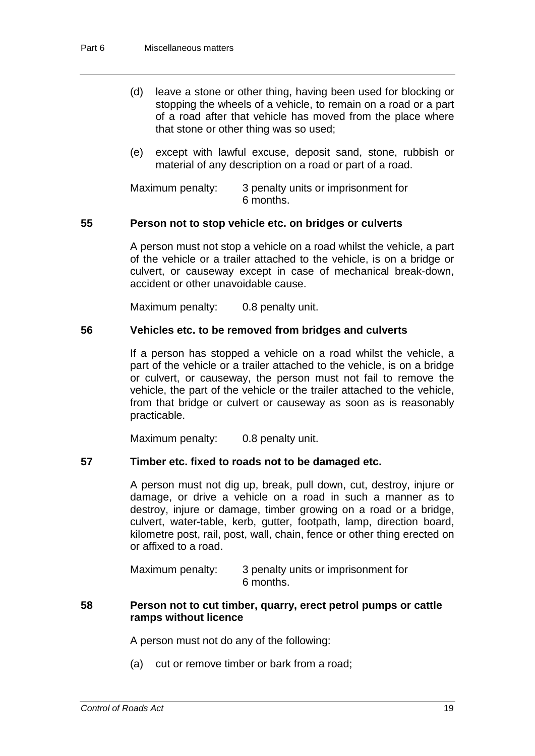(d) leave a stone or other thing, having been used for blocking or stopping the wheels of a vehicle, to remain on a road or a part of a road after that vehicle has moved from the place where that stone or other thing was so used;

(e) except with lawful excuse, deposit sand, stone, rubbish or material of any description on a road or part of a road.

Maximum penalty: 3 penalty units or imprisonment for 6 months.

### 55 Person not to stop vehicle etc. on bridges or culverts

A person must not stop a vehicle on a road whilst the vehicle, a part of the vehicle or a trailer attached to the vehicle, is on a bridge or culvert, or causeway except in case of mechanical break-down, accident or other unavoidable cause.

Maximum penalty: 0.8 penalty unit.

### 56 Vehicles etc. to be removed from bridges and culverts

If a person has stopped a vehicle on a road whilst the vehicle, a part of the vehicle or a trailer attached to the vehicle, is on a bridge or culvert, or causeway, the person must not fail to remove the vehicle, the part of the vehicle or the trailer attached to the vehicle, from that bridge or culvert or causeway as soon as is reasonably practicable.

Maximum penalty: 0.8 penalty unit.

### 57 Timber etc. fixed to roads not to be damaged etc.

A person must not dig up, break, pull down, cut, destroy, injure or damage, or drive a vehicle on a road in such a manner as to destroy, injure or damage, timber growing on a road or a bridge, culvert, water-table, kerb, gutter, footpath, lamp, direction board, kilometre post, rail, post, wall, chain, fence or other thing erected on or affixed to a road.

Maximum penalty: 3 penalty units or imprisonment for 6 months.

### 58 Person not to cut timber, quarry, erect petrol pumps or cattle ramps without licence

A person must not do any of the following:

(a) cut or remove timber or bark from a road;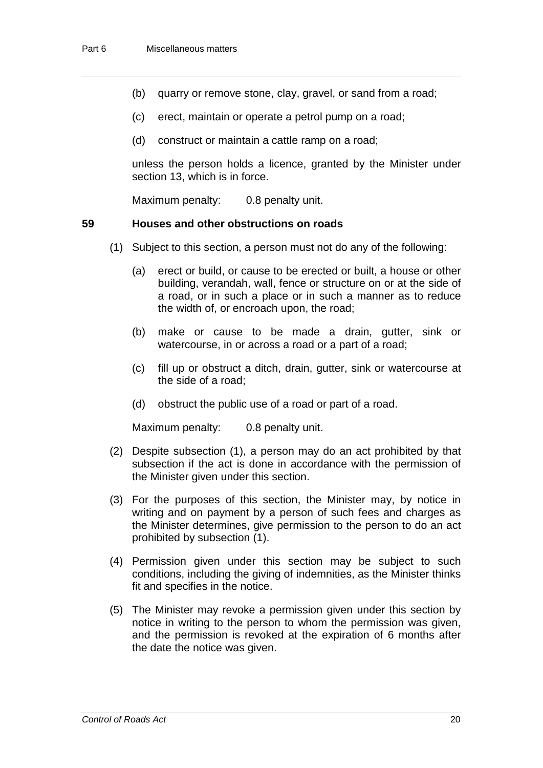(b) quarry or remove stone, clay, gravel, or sand from a road;

(c) erect, maintain or operate a petrol pump on a road;

(d) construct or maintain a cattle ramp on a road;

unless the person holds a licence, granted by the Minister under section 13, which is in force.

Maximum penalty: 0.8 penalty unit.

### 59 Houses and other obstructions on roads

(1) Subject to this section, a person must not do any of the following:

(a) erect or build, or cause to be erected or built, a house or other building, verandah, wall, fence or structure on or at the side of a road, or in such a place or in such a manner as to reduce the width of, or encroach upon, the road;

(b) make or cause to be made a drain, gutter, sink or watercourse, in or across a road or a part of a road;

(c) fill up or obstruct a ditch, drain, gutter, sink or watercourse at the side of a road;

(d) obstruct the public use of a road or part of a road.

Maximum penalty: 0.8 penalty unit.

(2) Despite subsection (1), a person may do an act prohibited by that subsection if the act is done in accordance with the permission of the Minister given under this section.

(3) For the purposes of this section, the Minister may, by notice in writing and on payment by a person of such fees and charges as the Minister determines, give permission to the person to do an act prohibited by subsection (1).

(4) Permission given under this section may be subject to such conditions, including the giving of indemnities, as the Minister thinks fit and specifies in the notice.

(5) The Minister may revoke a permission given under this section by notice in writing to the person to whom the permission was given, and the permission is revoked at the expiration of 6 months after the date the notice was given.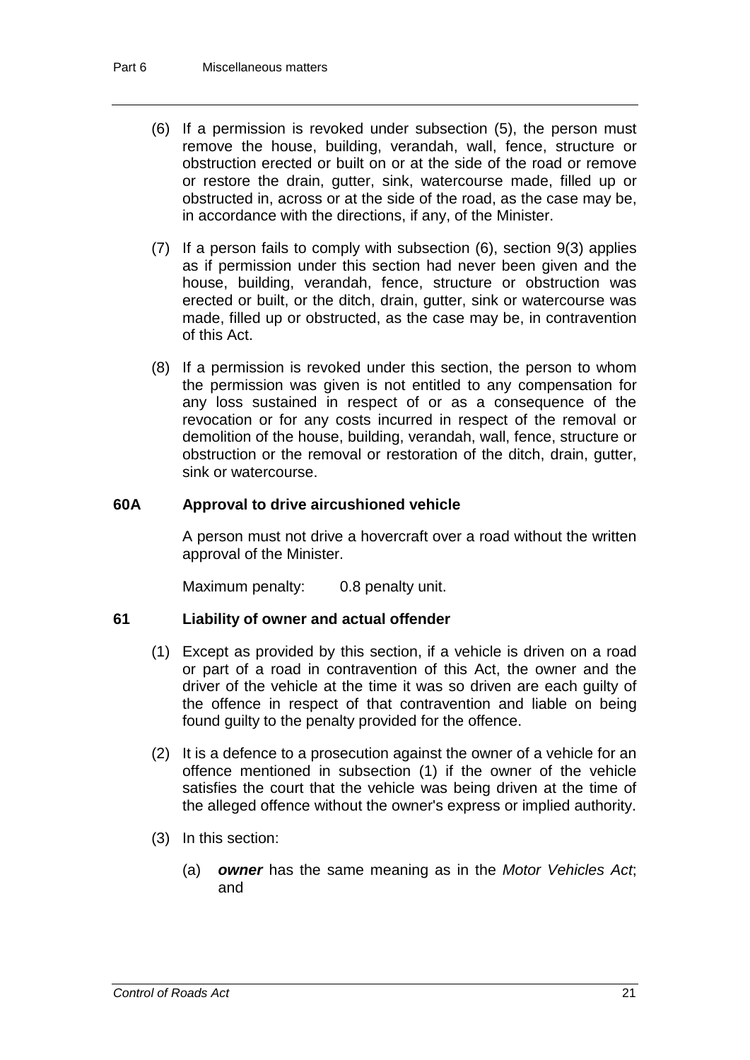(6) If a permission is revoked under subsection (5), the person must remove the house, building, verandah, wall, fence, structure or obstruction erected or built on or at the side of the road or remove or restore the drain, gutter, sink, watercourse made, filled up or obstructed in, across or at the side of the road, as the case may be, in accordance with the directions, if any, of the Minister.

(7) If a person fails to comply with subsection (6), section 9(3) applies as if permission under this section had never been given and the house, building, verandah, fence, structure or obstruction was erected or built, or the ditch, drain, gutter, sink or watercourse was made, filled up or obstructed, as the case may be, in contravention of this Act.

(8) If a permission is revoked under this section, the person to whom the permission was given is not entitled to any compensation for any loss sustained in respect of or as a consequence of the revocation or for any costs incurred in respect of the removal or demolition of the house, building, verandah, wall, fence, structure or obstruction or the removal or restoration of the ditch, drain, gutter, sink or watercourse.

### 60A Approval to drive aircushioned vehicle

A person must not drive a hovercraft over a road without the written approval of the Minister.

Maximum penalty: 0.8 penalty unit.

### 61 Liability of owner and actual offender

(1) Except as provided by this section, if a vehicle is driven on a road or part of a road in contravention of this Act, the owner and the driver of the vehicle at the time it was so driven are each guilty of the offence in respect of that contravention and liable on being found guilty to the penalty provided for the offence.

(2) It is a defence to a prosecution against the owner of a vehicle for an offence mentioned in subsection (1) if the owner of the vehicle satisfies the court that the vehicle was being driven at the time of the alleged offence without the owner's express or implied authority.

(3) In this section:

(a) ***owner*** has the same meaning as in the *Motor Vehicles Act*; and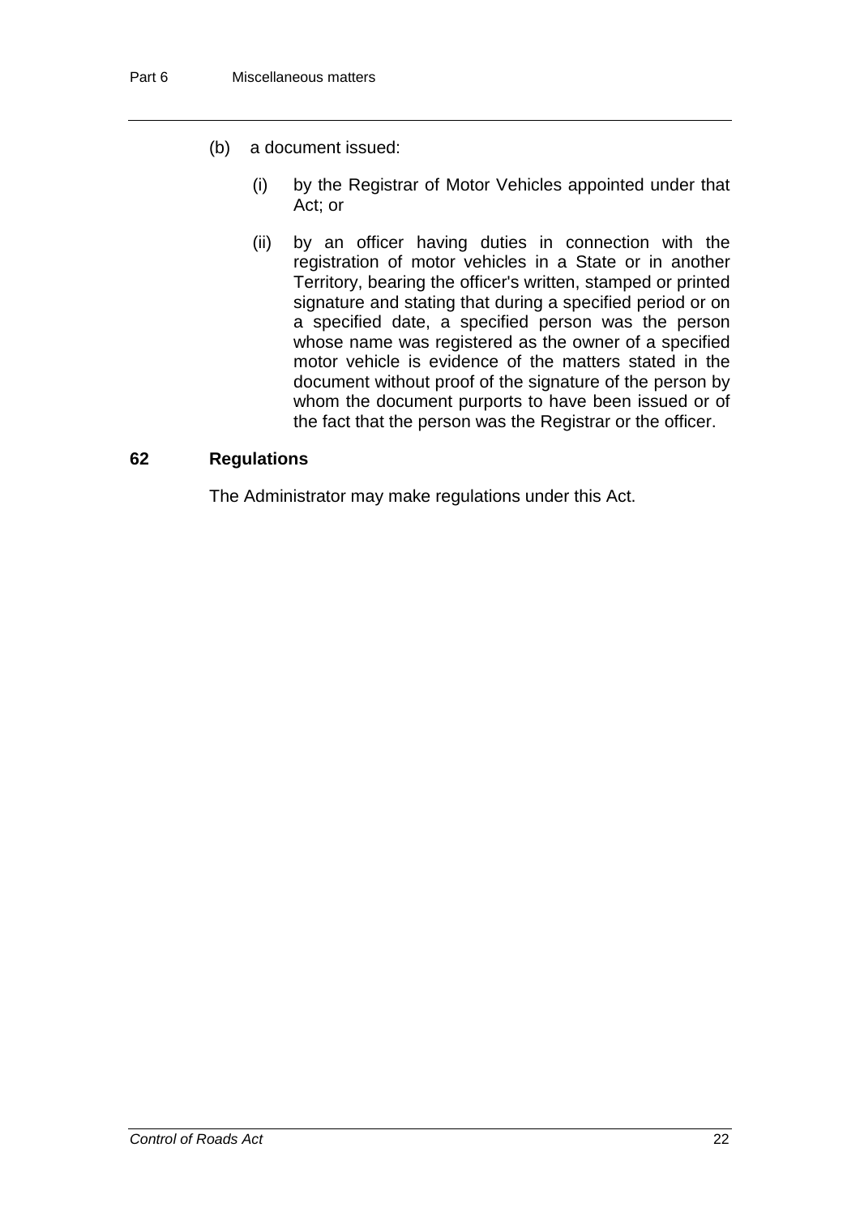(b) a document issued:

(i) by the Registrar of Motor Vehicles appointed under that Act; or

(ii) by an officer having duties in connection with the registration of motor vehicles in a State or in another Territory, bearing the officer's written, stamped or printed signature and stating that during a specified period or on a specified date, a specified person was the person whose name was registered as the owner of a specified motor vehicle is evidence of the matters stated in the document without proof of the signature of the person by whom the document purports to have been issued or of the fact that the person was the Registrar or the officer.

### 62 Regulations

The Administrator may make regulations under this Act.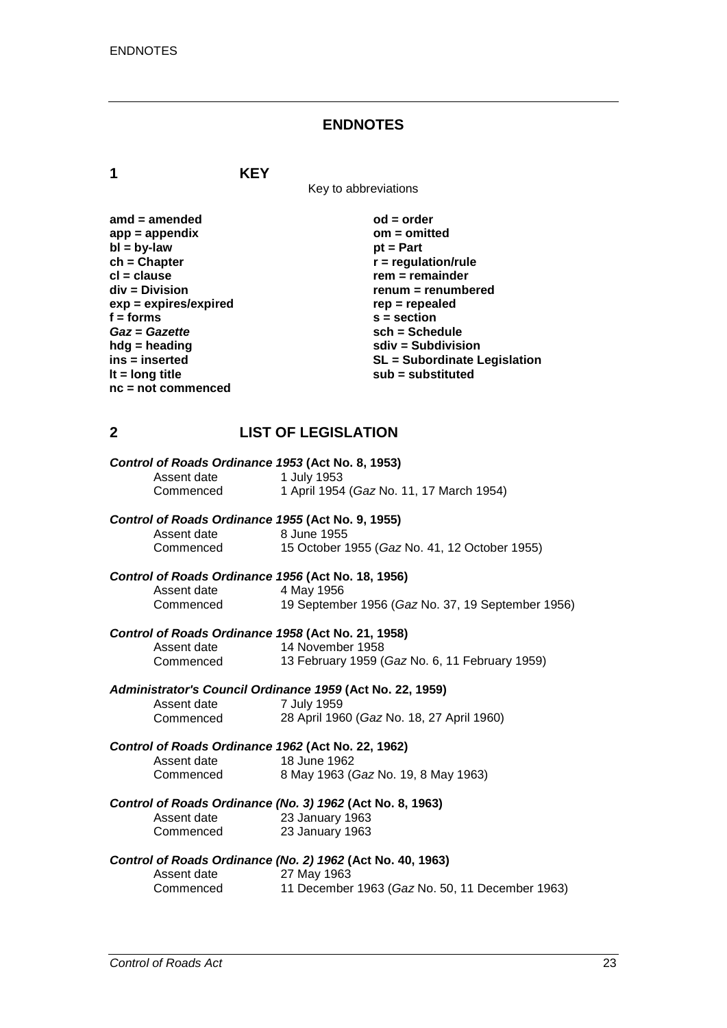# ENDNOTES

## 1 KEY

Key to abbreviations

**amd = amended**
**app = appendix**
**bl = by-law**
**ch = Chapter**
**cl = clause**
**div = Division**
**exp = expires/expired**
**f = forms**
***Gaz* = *Gazette***
**hdg = heading**
**ins = inserted**
**lt = long title**
**nc = not commenced**
**od = order**
**om = omitted**
**pt = Part**
**r = regulation/rule**
**rem = remainder**
**renum = renumbered**
**rep = repealed**
**s = section**
**sch = Schedule**
**sdiv = Subdivision**
**SL = Subordinate Legislation**
**sub = substituted**

## 2 LIST OF LEGISLATION

***Control of Roads Ordinance 1953* (Act No. 8, 1953)**
Assent date 1 July 1953
Commenced 1 April 1954 (*Gaz* No. 11, 17 March 1954)

***Control of Roads Ordinance 1955* (Act No. 9, 1955)**
Assent date 8 June 1955
Commenced 15 October 1955 (*Gaz* No. 41, 12 October 1955)

***Control of Roads Ordinance 1956* (Act No. 18, 1956)**
Assent date 4 May 1956
Commenced 19 September 1956 (*Gaz* No. 37, 19 September 1956)

***Control of Roads Ordinance 1958* (Act No. 21, 1958)**
Assent date 14 November 1958
Commenced 13 February 1959 (*Gaz* No. 6, 11 February 1959)

***Administrator's Council Ordinance 1959* (Act No. 22, 1959)**
Assent date 7 July 1959
Commenced 28 April 1960 (*Gaz* No. 18, 27 April 1960)

***Control of Roads Ordinance 1962* (Act No. 22, 1962)**
Assent date 18 June 1962
Commenced 8 May 1963 (*Gaz* No. 19, 8 May 1963)

***Control of Roads Ordinance (No. 3) 1962* (Act No. 8, 1963)**
Assent date 23 January 1963
Commenced 23 January 1963

***Control of Roads Ordinance (No. 2) 1962* (Act No. 40, 1963)**
Assent date 27 May 1963
Commenced 11 December 1963 (*Gaz* No. 50, 11 December 1963)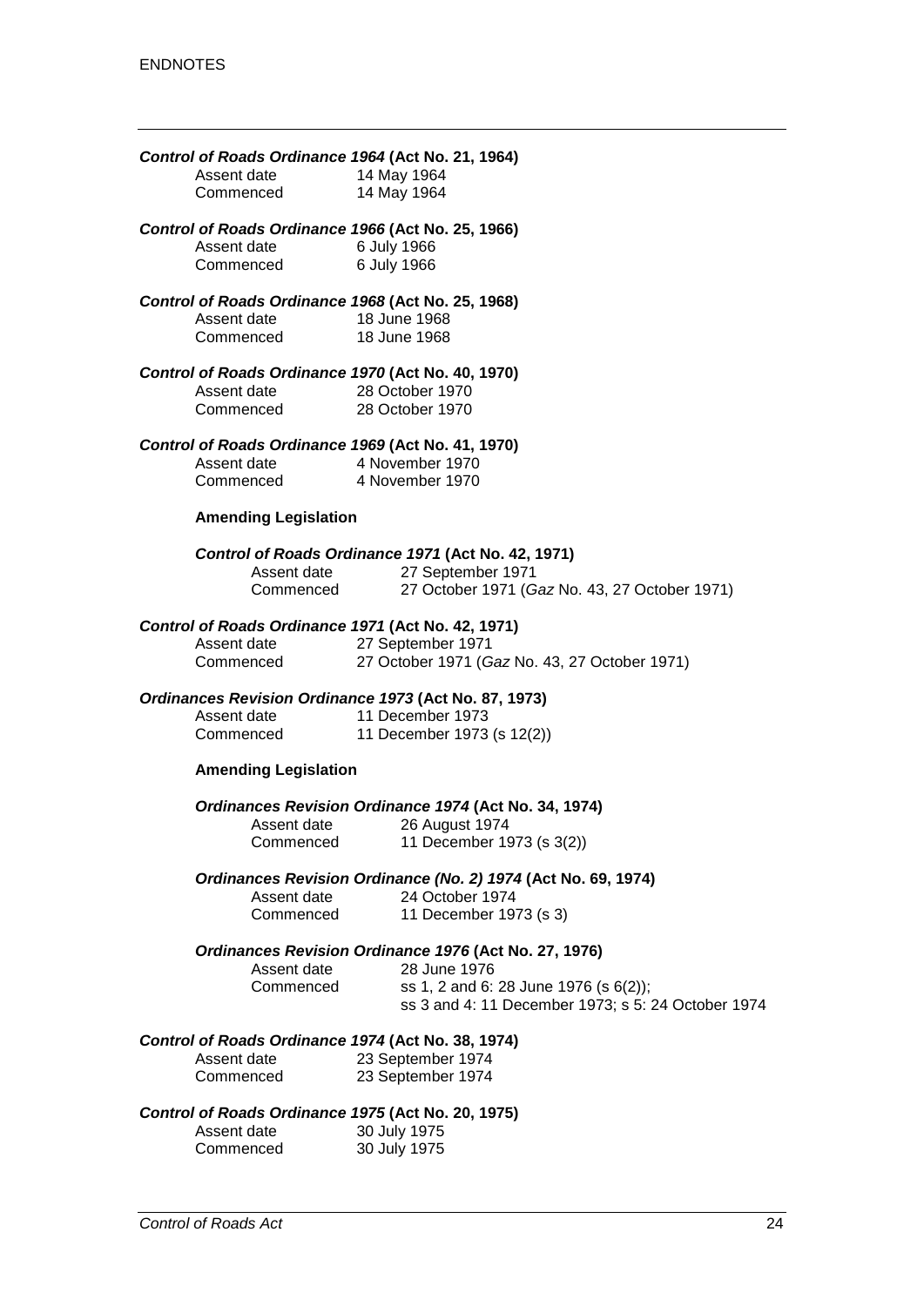***Control of Roads Ordinance 1964* (Act No. 21, 1964)**

Assent date 14 May 1964
Commenced 14 May 1964

***Control of Roads Ordinance 1966* (Act No. 25, 1966)**

Assent date 6 July 1966
Commenced 6 July 1966

***Control of Roads Ordinance 1968* (Act No. 25, 1968)**

Assent date 18 June 1968
Commenced 18 June 1968

***Control of Roads Ordinance 1970* (Act No. 40, 1970)**

Assent date 28 October 1970
Commenced 28 October 1970

***Control of Roads Ordinance 1969* (Act No. 41, 1970)**

Assent date 4 November 1970
Commenced 4 November 1970

**Amending Legislation**

***Control of Roads Ordinance 1971* (Act No. 42, 1971)**

Assent date 27 September 1971
Commenced 27 October 1971 (*Gaz* No. 43, 27 October 1971)

***Control of Roads Ordinance 1971* (Act No. 42, 1971)**

Assent date 27 September 1971
Commenced 27 October 1971 (*Gaz* No. 43, 27 October 1971)

***Ordinances Revision Ordinance 1973* (Act No. 87, 1973)**

Assent date 11 December 1973
Commenced 11 December 1973 (s 12(2))

**Amending Legislation**

***Ordinances Revision Ordinance 1974* (Act No. 34, 1974)**

Assent date 26 August 1974
Commenced 11 December 1973 (s 3(2))

***Ordinances Revision Ordinance (No. 2) 1974* (Act No. 69, 1974)**

Assent date 24 October 1974
Commenced 11 December 1973 (s 3)

***Ordinances Revision Ordinance 1976* (Act No. 27, 1976)**

Assent date 28 June 1976
Commenced ss 1, 2 and 6: 28 June 1976 (s 6(2));
ss 3 and 4: 11 December 1973; s 5: 24 October 1974

***Control of Roads Ordinance 1974* (Act No. 38, 1974)**

Assent date 23 September 1974
Commenced 23 September 1974

***Control of Roads Ordinance 1975* (Act No. 20, 1975)**

Assent date 30 July 1975
Commenced 30 July 1975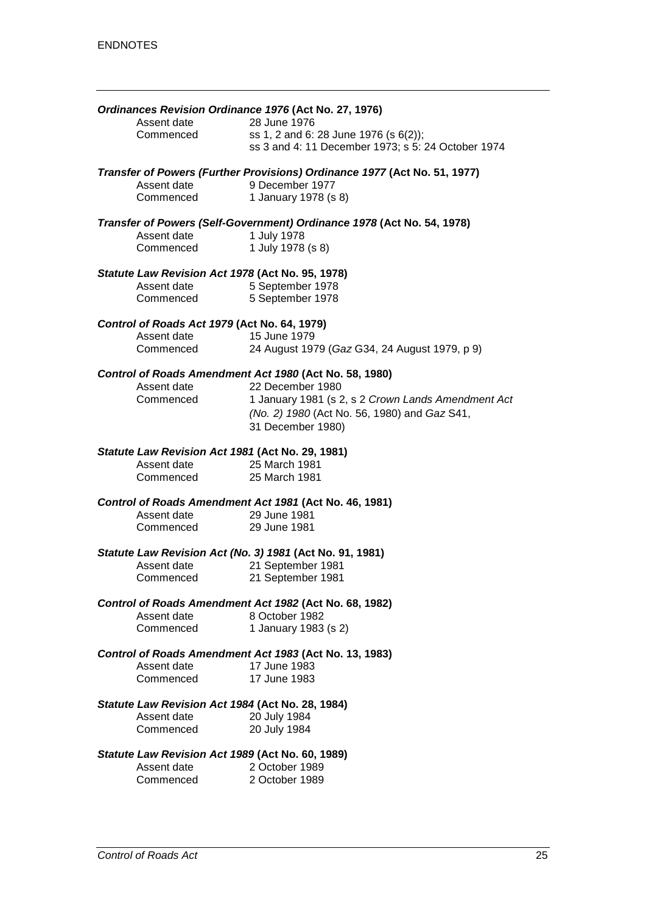***Ordinances Revision Ordinance 1976* (Act No. 27, 1976)**

Assent date 28 June 1976

Commenced ss 1, 2 and 6: 28 June 1976 (s 6(2));
ss 3 and 4: 11 December 1973; s 5: 24 October 1974

***Transfer of Powers (Further Provisions) Ordinance 1977* (Act No. 51, 1977)**

Assent date 9 December 1977

Commenced 1 January 1978 (s 8)

***Transfer of Powers (Self-Government) Ordinance 1978* (Act No. 54, 1978)**

Assent date 1 July 1978

Commenced 1 July 1978 (s 8)

***Statute Law Revision Act 1978* (Act No. 95, 1978)**

Assent date 5 September 1978

Commenced 5 September 1978

***Control of Roads Act 1979* (Act No. 64, 1979)**

Assent date 15 June 1979

Commenced 24 August 1979 (*Gaz* G34, 24 August 1979, p 9)

***Control of Roads Amendment Act 1980* (Act No. 58, 1980)**

Assent date 22 December 1980

Commenced 1 January 1981 (s 2, s 2 *Crown Lands Amendment Act (No. 2) 1980* (Act No. 56, 1980) and *Gaz* S41, 31 December 1980)

***Statute Law Revision Act 1981* (Act No. 29, 1981)**

Assent date 25 March 1981

Commenced 25 March 1981

***Control of Roads Amendment Act 1981* (Act No. 46, 1981)**

Assent date 29 June 1981

Commenced 29 June 1981

***Statute Law Revision Act (No. 3) 1981* (Act No. 91, 1981)**

Assent date 21 September 1981

Commenced 21 September 1981

***Control of Roads Amendment Act 1982* (Act No. 68, 1982)**

Assent date 8 October 1982

Commenced 1 January 1983 (s 2)

***Control of Roads Amendment Act 1983* (Act No. 13, 1983)**

Assent date 17 June 1983

Commenced 17 June 1983

***Statute Law Revision Act 1984* (Act No. 28, 1984)**

Assent date 20 July 1984

Commenced 20 July 1984

***Statute Law Revision Act 1989* (Act No. 60, 1989)**

Assent date 2 October 1989

Commenced 2 October 1989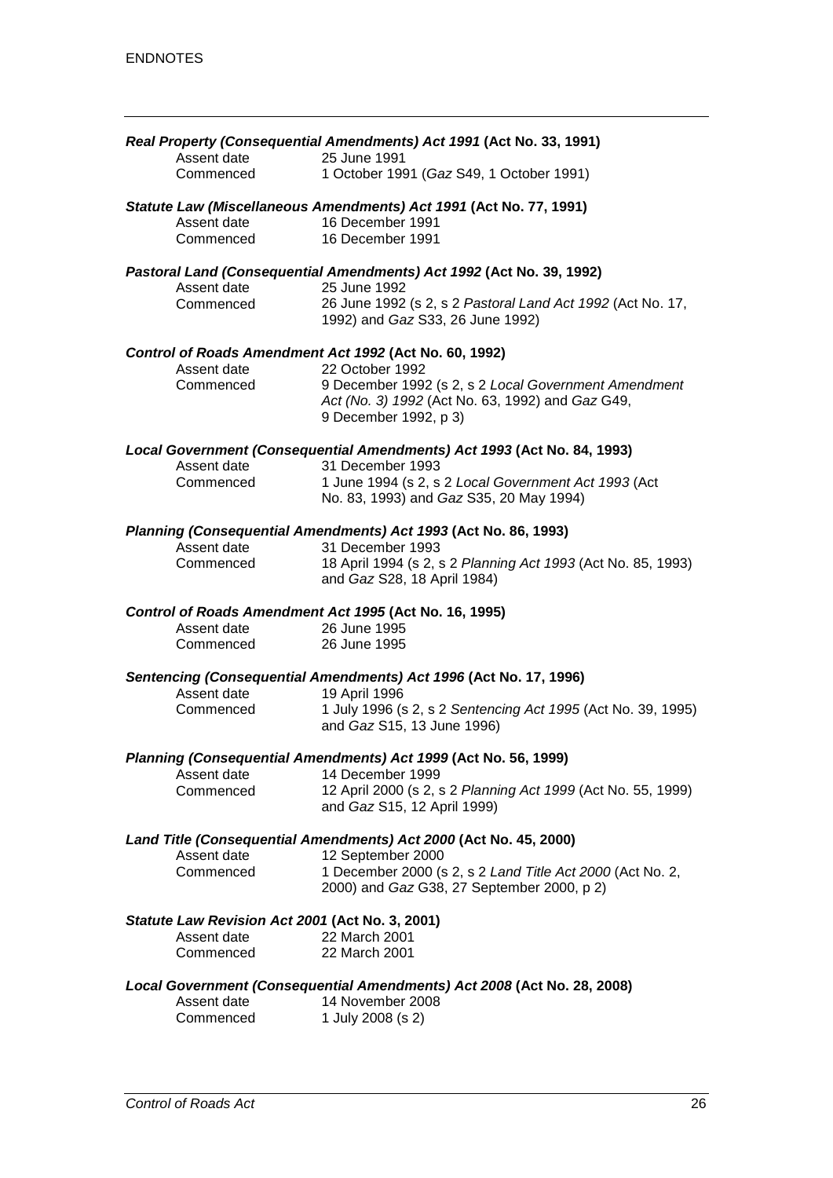***Real Property (Consequential Amendments) Act 1991* (Act No. 33, 1991)**

| | |
|---|---|
| Assent date | 25 June 1991 |
| Commenced | 1 October 1991 (*Gaz* S49, 1 October 1991) |

***Statute Law (Miscellaneous Amendments) Act 1991* (Act No. 77, 1991)**

| | |
|---|---|
| Assent date | 16 December 1991 |
| Commenced | 16 December 1991 |

***Pastoral Land (Consequential Amendments) Act 1992* (Act No. 39, 1992)**

| | |
|---|---|
| Assent date | 25 June 1992 |
| Commenced | 26 June 1992 (s 2, s 2 *Pastoral Land Act 1992* (Act No. 17, 1992) and *Gaz* S33, 26 June 1992) |

***Control of Roads Amendment Act 1992* (Act No. 60, 1992)**

| | |
|---|---|
| Assent date | 22 October 1992 |
| Commenced | 9 December 1992 (s 2, s 2 *Local Government Amendment Act (No. 3) 1992* (Act No. 63, 1992) and *Gaz* G49, 9 December 1992, p 3) |

***Local Government (Consequential Amendments) Act 1993* (Act No. 84, 1993)**

| | |
|---|---|
| Assent date | 31 December 1993 |
| Commenced | 1 June 1994 (s 2, s 2 *Local Government Act 1993* (Act No. 83, 1993) and *Gaz* S35, 20 May 1994) |

***Planning (Consequential Amendments) Act 1993* (Act No. 86, 1993)**

| | |
|---|---|
| Assent date | 31 December 1993 |
| Commenced | 18 April 1994 (s 2, s 2 *Planning Act 1993* (Act No. 85, 1993) and *Gaz* S28, 18 April 1984) |

***Control of Roads Amendment Act 1995* (Act No. 16, 1995)**

| | |
|---|---|
| Assent date | 26 June 1995 |
| Commenced | 26 June 1995 |

***Sentencing (Consequential Amendments) Act 1996* (Act No. 17, 1996)**

| | |
|---|---|
| Assent date | 19 April 1996 |
| Commenced | 1 July 1996 (s 2, s 2 *Sentencing Act 1995* (Act No. 39, 1995) and *Gaz* S15, 13 June 1996) |

***Planning (Consequential Amendments) Act 1999* (Act No. 56, 1999)**

| | |
|---|---|
| Assent date | 14 December 1999 |
| Commenced | 12 April 2000 (s 2, s 2 *Planning Act 1999* (Act No. 55, 1999) and *Gaz* S15, 12 April 1999) |

***Land Title (Consequential Amendments) Act 2000* (Act No. 45, 2000)**

| | |
|---|---|
| Assent date | 12 September 2000 |
| Commenced | 1 December 2000 (s 2, s 2 *Land Title Act 2000* (Act No. 2, 2000) and *Gaz* G38, 27 September 2000, p 2) |

***Statute Law Revision Act 2001* (Act No. 3, 2001)**

| | |
|---|---|
| Assent date | 22 March 2001 |
| Commenced | 22 March 2001 |

***Local Government (Consequential Amendments) Act 2008* (Act No. 28, 2008)**

| | |
|---|---|
| Assent date | 14 November 2008 |
| Commenced | 1 July 2008 (s 2) |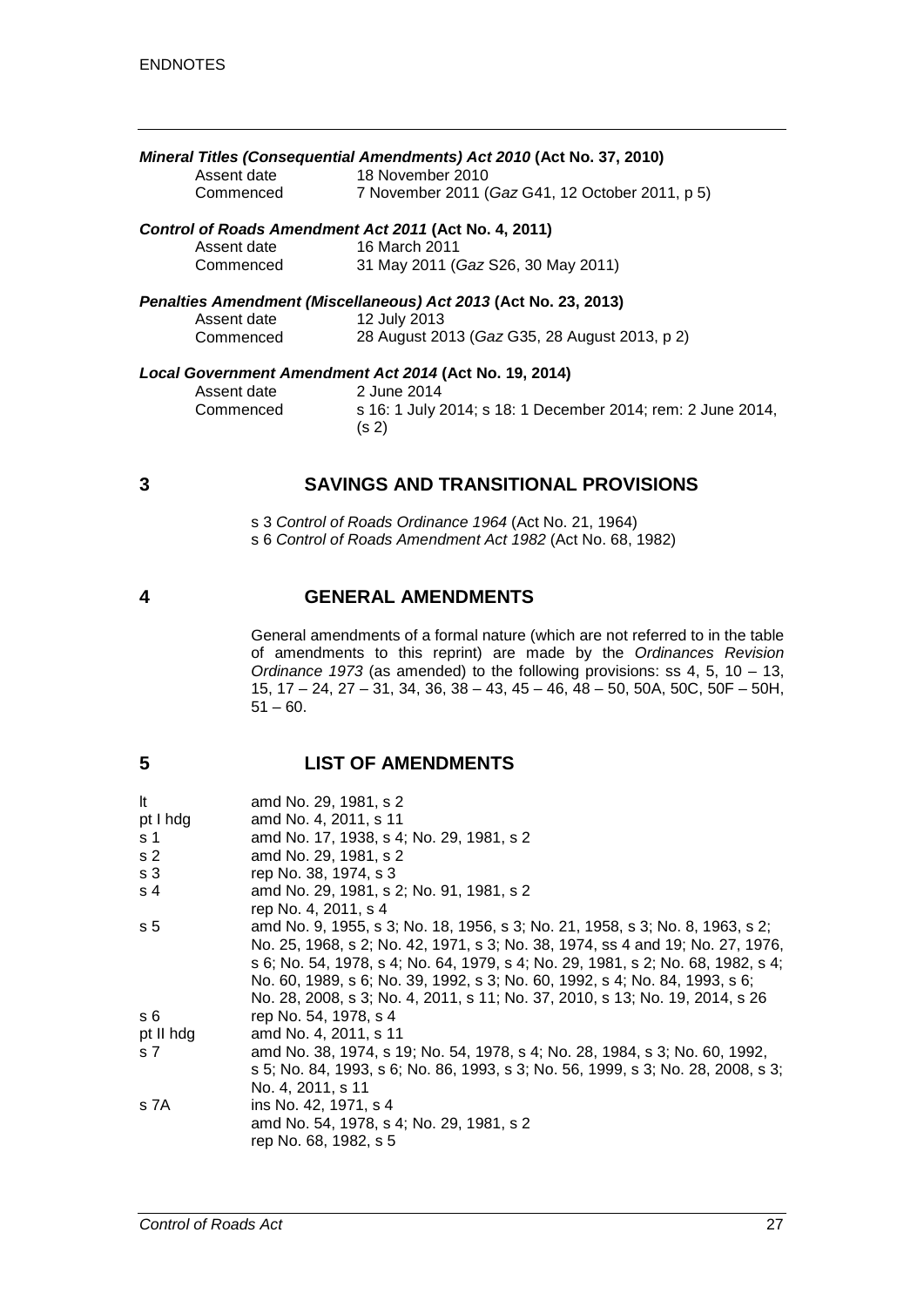***Mineral Titles (Consequential Amendments) Act 2010* (Act No. 37, 2010)**

| | |
|---|---|
| Assent date | 18 November 2010 |
| Commenced | 7 November 2011 (*Gaz* G41, 12 October 2011, p 5) |

***Control of Roads Amendment Act 2011* (Act No. 4, 2011)**

| | |
|---|---|
| Assent date | 16 March 2011 |
| Commenced | 31 May 2011 (*Gaz* S26, 30 May 2011) |

***Penalties Amendment (Miscellaneous) Act 2013* (Act No. 23, 2013)**

| | |
|---|---|
| Assent date | 12 July 2013 |
| Commenced | 28 August 2013 (*Gaz* G35, 28 August 2013, p 2) |

***Local Government Amendment Act 2014* (Act No. 19, 2014)**

| | |
|---|---|
| Assent date | 2 June 2014 |
| Commenced | s 16: 1 July 2014; s 18: 1 December 2014; rem: 2 June 2014, (s 2) |

## 3 SAVINGS AND TRANSITIONAL PROVISIONS

s 3 *Control of Roads Ordinance 1964* (Act No. 21, 1964)
s 6 *Control of Roads Amendment Act 1982* (Act No. 68, 1982)

## 4 GENERAL AMENDMENTS

General amendments of a formal nature (which are not referred to in the table of amendments to this reprint) are made by the *Ordinances Revision Ordinance 1973* (as amended) to the following provisions: ss 4, 5, 10 – 13, 15, 17 – 24, 27 – 31, 34, 36, 38 – 43, 45 – 46, 48 – 50, 50A, 50C, 50F – 50H, 51 – 60.

## 5 LIST OF AMENDMENTS

| | |
|---|---|
| lt | amd No. 29, 1981, s 2 |
| pt I hdg | amd No. 4, 2011, s 11 |
| s 1 | amd No. 17, 1938, s 4; No. 29, 1981, s 2 |
| s 2 | amd No. 29, 1981, s 2 |
| s 3 | rep No. 38, 1974, s 3 |
| s 4 | amd No. 29, 1981, s 2; No. 91, 1981, s 2<br>rep No. 4, 2011, s 4 |
| s 5 | amd No. 9, 1955, s 3; No. 18, 1956, s 3; No. 21, 1958, s 3; No. 8, 1963, s 2; No. 25, 1968, s 2; No. 42, 1971, s 3; No. 38, 1974, ss 4 and 19; No. 27, 1976, s 6; No. 54, 1978, s 4; No. 64, 1979, s 4; No. 29, 1981, s 2; No. 68, 1982, s 4; No. 60, 1989, s 6; No. 39, 1992, s 3; No. 60, 1992, s 4; No. 84, 1993, s 6; No. 28, 2008, s 3; No. 4, 2011, s 11; No. 37, 2010, s 13; No. 19, 2014, s 26 |
| s 6 | rep No. 54, 1978, s 4 |
| pt II hdg | amd No. 4, 2011, s 11 |
| s 7 | amd No. 38, 1974, s 19; No. 54, 1978, s 4; No. 28, 1984, s 3; No. 60, 1992, s 5; No. 84, 1993, s 6; No. 86, 1993, s 3; No. 56, 1999, s 3; No. 28, 2008, s 3; No. 4, 2011, s 11 |
| s 7A | ins No. 42, 1971, s 4<br>amd No. 54, 1978, s 4; No. 29, 1981, s 2<br>rep No. 68, 1982, s 5 |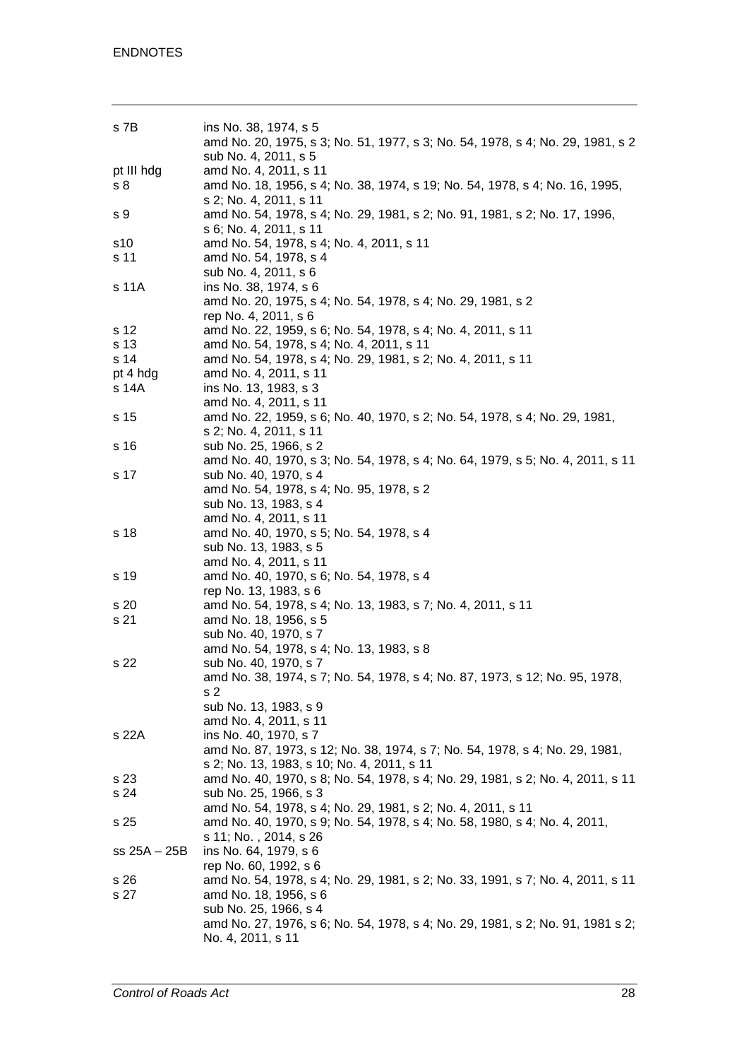| | |
|---|---|
| s 7B | ins No. 38, 1974, s 5<br>amd No. 20, 1975, s 3; No. 51, 1977, s 3; No. 54, 1978, s 4; No. 29, 1981, s 2<br>sub No. 4, 2011, s 5 |
| pt III hdg | amd No. 4, 2011, s 11 |
| s 8 | amd No. 18, 1956, s 4; No. 38, 1974, s 19; No. 54, 1978, s 4; No. 16, 1995, s 2; No. 4, 2011, s 11 |
| s 9 | amd No. 54, 1978, s 4; No. 29, 1981, s 2; No. 91, 1981, s 2; No. 17, 1996, s 6; No. 4, 2011, s 11 |
| s10 | amd No. 54, 1978, s 4; No. 4, 2011, s 11 |
| s 11 | amd No. 54, 1978, s 4<br>sub No. 4, 2011, s 6 |
| s 11A | ins No. 38, 1974, s 6<br>amd No. 20, 1975, s 4; No. 54, 1978, s 4; No. 29, 1981, s 2<br>rep No. 4, 2011, s 6 |
| s 12 | amd No. 22, 1959, s 6; No. 54, 1978, s 4; No. 4, 2011, s 11 |
| s 13 | amd No. 54, 1978, s 4; No. 4, 2011, s 11 |
| s 14 | amd No. 54, 1978, s 4; No. 29, 1981, s 2; No. 4, 2011, s 11 |
| pt 4 hdg | amd No. 4, 2011, s 11 |
| s 14A | ins No. 13, 1983, s 3<br>amd No. 4, 2011, s 11 |
| s 15 | amd No. 22, 1959, s 6; No. 40, 1970, s 2; No. 54, 1978, s 4; No. 29, 1981, s 2; No. 4, 2011, s 11 |
| s 16 | sub No. 25, 1966, s 2<br>amd No. 40, 1970, s 3; No. 54, 1978, s 4; No. 64, 1979, s 5; No. 4, 2011, s 11 |
| s 17 | sub No. 40, 1970, s 4<br>amd No. 54, 1978, s 4; No. 95, 1978, s 2<br>sub No. 13, 1983, s 4<br>amd No. 4, 2011, s 11 |
| s 18 | amd No. 40, 1970, s 5; No. 54, 1978, s 4<br>sub No. 13, 1983, s 5<br>amd No. 4, 2011, s 11 |
| s 19 | amd No. 40, 1970, s 6; No. 54, 1978, s 4<br>rep No. 13, 1983, s 6 |
| s 20 | amd No. 54, 1978, s 4; No. 13, 1983, s 7; No. 4, 2011, s 11 |
| s 21 | amd No. 18, 1956, s 5<br>sub No. 40, 1970, s 7<br>amd No. 54, 1978, s 4; No. 13, 1983, s 8 |
| s 22 | sub No. 40, 1970, s 7<br>amd No. 38, 1974, s 7; No. 54, 1978, s 4; No. 87, 1973, s 12; No. 95, 1978, s 2<br>sub No. 13, 1983, s 9<br>amd No. 4, 2011, s 11 |
| s 22A | ins No. 40, 1970, s 7<br>amd No. 87, 1973, s 12; No. 38, 1974, s 7; No. 54, 1978, s 4; No. 29, 1981, s 2; No. 13, 1983, s 10; No. 4, 2011, s 11 |
| s 23 | amd No. 40, 1970, s 8; No. 54, 1978, s 4; No. 29, 1981, s 2; No. 4, 2011, s 11 |
| s 24 | sub No. 25, 1966, s 3<br>amd No. 54, 1978, s 4; No. 29, 1981, s 2; No. 4, 2011, s 11 |
| s 25 | amd No. 40, 1970, s 9; No. 54, 1978, s 4; No. 58, 1980, s 4; No. 4, 2011, s 11; No. , 2014, s 26 |
| ss 25A – 25B | ins No. 64, 1979, s 6<br>rep No. 60, 1992, s 6 |
| s 26 | amd No. 54, 1978, s 4; No. 29, 1981, s 2; No. 33, 1991, s 7; No. 4, 2011, s 11 |
| s 27 | amd No. 18, 1956, s 6<br>sub No. 25, 1966, s 4<br>amd No. 27, 1976, s 6; No. 54, 1978, s 4; No. 29, 1981, s 2; No. 91, 1981 s 2; No. 4, 2011, s 11 |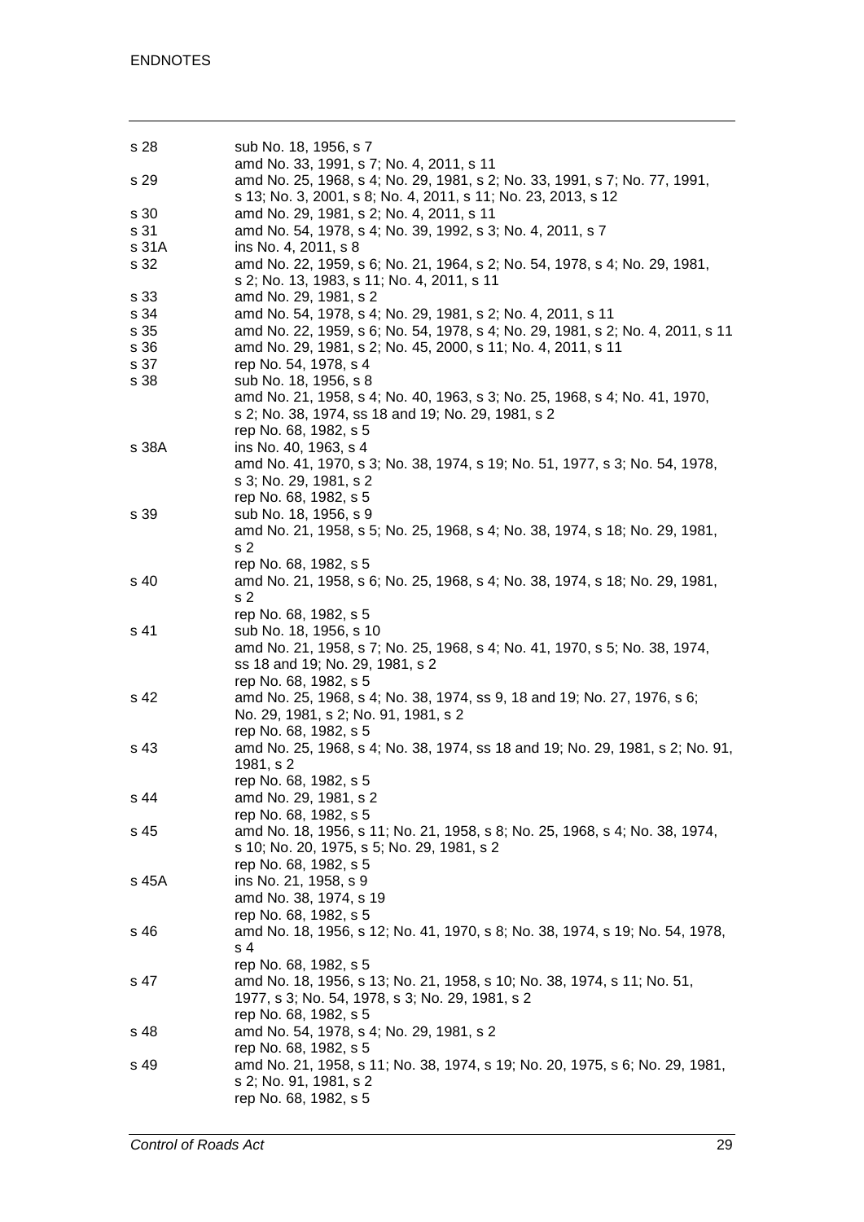| | |
|---|---|
| s 28 | sub No. 18, 1956, s 7<br>amd No. 33, 1991, s 7; No. 4, 2011, s 11 |
| s 29 | amd No. 25, 1968, s 4; No. 29, 1981, s 2; No. 33, 1991, s 7; No. 77, 1991, s 13; No. 3, 2001, s 8; No. 4, 2011, s 11; No. 23, 2013, s 12 |
| s 30 | amd No. 29, 1981, s 2; No. 4, 2011, s 11 |
| s 31 | amd No. 54, 1978, s 4; No. 39, 1992, s 3; No. 4, 2011, s 7 |
| s 31A | ins No. 4, 2011, s 8 |
| s 32 | amd No. 22, 1959, s 6; No. 21, 1964, s 2; No. 54, 1978, s 4; No. 29, 1981, s 2; No. 13, 1983, s 11; No. 4, 2011, s 11 |
| s 33 | amd No. 29, 1981, s 2 |
| s 34 | amd No. 54, 1978, s 4; No. 29, 1981, s 2; No. 4, 2011, s 11 |
| s 35 | amd No. 22, 1959, s 6; No. 54, 1978, s 4; No. 29, 1981, s 2; No. 4, 2011, s 11 |
| s 36 | amd No. 29, 1981, s 2; No. 45, 2000, s 11; No. 4, 2011, s 11 |
| s 37 | rep No. 54, 1978, s 4 |
| s 38 | sub No. 18, 1956, s 8<br>amd No. 21, 1958, s 4; No. 40, 1963, s 3; No. 25, 1968, s 4; No. 41, 1970, s 2; No. 38, 1974, ss 18 and 19; No. 29, 1981, s 2<br>rep No. 68, 1982, s 5 |
| s 38A | ins No. 40, 1963, s 4<br>amd No. 41, 1970, s 3; No. 38, 1974, s 19; No. 51, 1977, s 3; No. 54, 1978, s 3; No. 29, 1981, s 2<br>rep No. 68, 1982, s 5 |
| s 39 | sub No. 18, 1956, s 9<br>amd No. 21, 1958, s 5; No. 25, 1968, s 4; No. 38, 1974, s 18; No. 29, 1981, s 2<br>rep No. 68, 1982, s 5 |
| s 40 | amd No. 21, 1958, s 6; No. 25, 1968, s 4; No. 38, 1974, s 18; No. 29, 1981, s 2<br>rep No. 68, 1982, s 5 |
| s 41 | sub No. 18, 1956, s 10<br>amd No. 21, 1958, s 7; No. 25, 1968, s 4; No. 41, 1970, s 5; No. 38, 1974, ss 18 and 19; No. 29, 1981, s 2<br>rep No. 68, 1982, s 5 |
| s 42 | amd No. 25, 1968, s 4; No. 38, 1974, ss 9, 18 and 19; No. 27, 1976, s 6; No. 29, 1981, s 2; No. 91, 1981, s 2<br>rep No. 68, 1982, s 5 |
| s 43 | amd No. 25, 1968, s 4; No. 38, 1974, ss 18 and 19; No. 29, 1981, s 2; No. 91, 1981, s 2<br>rep No. 68, 1982, s 5 |
| s 44 | amd No. 29, 1981, s 2<br>rep No. 68, 1982, s 5 |
| s 45 | amd No. 18, 1956, s 11; No. 21, 1958, s 8; No. 25, 1968, s 4; No. 38, 1974, s 10; No. 20, 1975, s 5; No. 29, 1981, s 2<br>rep No. 68, 1982, s 5 |
| s 45A | ins No. 21, 1958, s 9<br>amd No. 38, 1974, s 19<br>rep No. 68, 1982, s 5 |
| s 46 | amd No. 18, 1956, s 12; No. 41, 1970, s 8; No. 38, 1974, s 19; No. 54, 1978, s 4<br>rep No. 68, 1982, s 5 |
| s 47 | amd No. 18, 1956, s 13; No. 21, 1958, s 10; No. 38, 1974, s 11; No. 51, 1977, s 3; No. 54, 1978, s 3; No. 29, 1981, s 2<br>rep No. 68, 1982, s 5 |
| s 48 | amd No. 54, 1978, s 4; No. 29, 1981, s 2<br>rep No. 68, 1982, s 5 |
| s 49 | amd No. 21, 1958, s 11; No. 38, 1974, s 19; No. 20, 1975, s 6; No. 29, 1981, s 2; No. 91, 1981, s 2<br>rep No. 68, 1982, s 5 |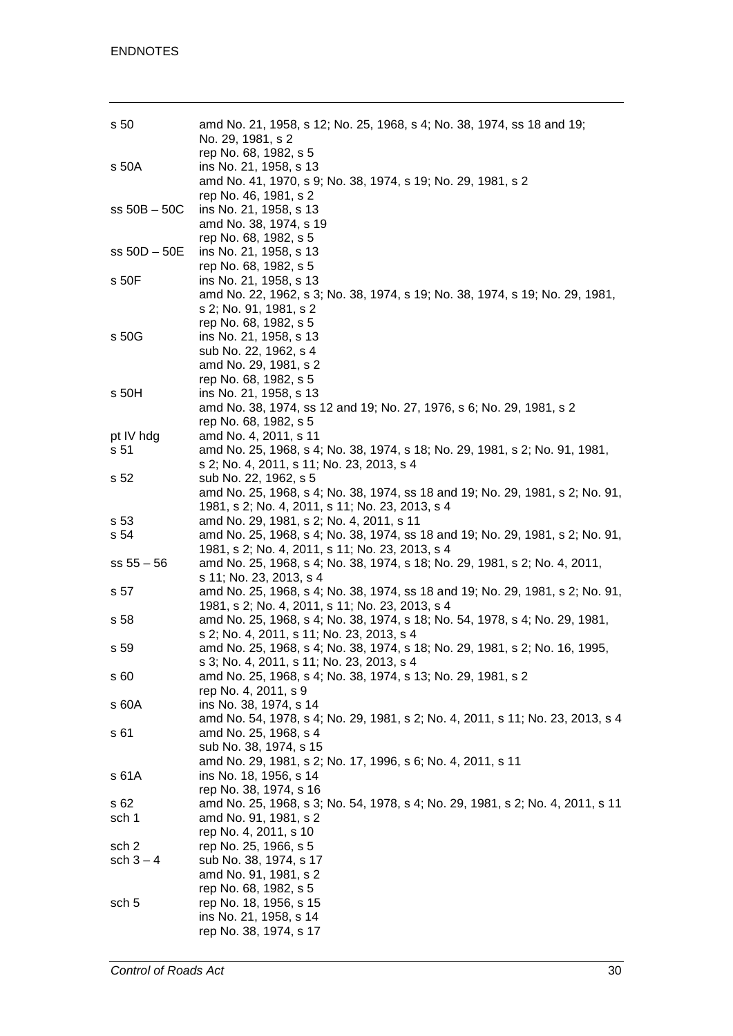| | |
|---|---|
| s 50 | amd No. 21, 1958, s 12; No. 25, 1968, s 4; No. 38, 1974, ss 18 and 19; No. 29, 1981, s 2<br>rep No. 68, 1982, s 5 |
| s 50A | ins No. 21, 1958, s 13<br>amd No. 41, 1970, s 9; No. 38, 1974, s 19; No. 29, 1981, s 2<br>rep No. 46, 1981, s 2 |
| ss 50B – 50C | ins No. 21, 1958, s 13<br>amd No. 38, 1974, s 19<br>rep No. 68, 1982, s 5 |
| ss 50D – 50E | ins No. 21, 1958, s 13<br>rep No. 68, 1982, s 5 |
| s 50F | ins No. 21, 1958, s 13<br>amd No. 22, 1962, s 3; No. 38, 1974, s 19; No. 38, 1974, s 19; No. 29, 1981, s 2; No. 91, 1981, s 2<br>rep No. 68, 1982, s 5 |
| s 50G | ins No. 21, 1958, s 13<br>sub No. 22, 1962, s 4<br>amd No. 29, 1981, s 2<br>rep No. 68, 1982, s 5 |
| s 50H | ins No. 21, 1958, s 13<br>amd No. 38, 1974, ss 12 and 19; No. 27, 1976, s 6; No. 29, 1981, s 2<br>rep No. 68, 1982, s 5 |
| pt IV hdg | amd No. 4, 2011, s 11 |
| s 51 | amd No. 25, 1968, s 4; No. 38, 1974, s 18; No. 29, 1981, s 2; No. 91, 1981, s 2; No. 4, 2011, s 11; No. 23, 2013, s 4 |
| s 52 | sub No. 22, 1962, s 5<br>amd No. 25, 1968, s 4; No. 38, 1974, ss 18 and 19; No. 29, 1981, s 2; No. 91, 1981, s 2; No. 4, 2011, s 11; No. 23, 2013, s 4 |
| s 53 | amd No. 29, 1981, s 2; No. 4, 2011, s 11 |
| s 54 | amd No. 25, 1968, s 4; No. 38, 1974, ss 18 and 19; No. 29, 1981, s 2; No. 91, 1981, s 2; No. 4, 2011, s 11; No. 23, 2013, s 4 |
| ss 55 – 56 | amd No. 25, 1968, s 4; No. 38, 1974, s 18; No. 29, 1981, s 2; No. 4, 2011, s 11; No. 23, 2013, s 4 |
| s 57 | amd No. 25, 1968, s 4; No. 38, 1974, ss 18 and 19; No. 29, 1981, s 2; No. 91, 1981, s 2; No. 4, 2011, s 11; No. 23, 2013, s 4 |
| s 58 | amd No. 25, 1968, s 4; No. 38, 1974, s 18; No. 54, 1978, s 4; No. 29, 1981, s 2; No. 4, 2011, s 11; No. 23, 2013, s 4 |
| s 59 | amd No. 25, 1968, s 4; No. 38, 1974, s 18; No. 29, 1981, s 2; No. 16, 1995, s 3; No. 4, 2011, s 11; No. 23, 2013, s 4 |
| s 60 | amd No. 25, 1968, s 4; No. 38, 1974, s 13; No. 29, 1981, s 2<br>rep No. 4, 2011, s 9 |
| s 60A | ins No. 38, 1974, s 14<br>amd No. 54, 1978, s 4; No. 29, 1981, s 2; No. 4, 2011, s 11; No. 23, 2013, s 4 |
| s 61 | amd No. 25, 1968, s 4<br>sub No. 38, 1974, s 15<br>amd No. 29, 1981, s 2; No. 17, 1996, s 6; No. 4, 2011, s 11 |
| s 61A | ins No. 18, 1956, s 14<br>rep No. 38, 1974, s 16 |
| s 62 | amd No. 25, 1968, s 3; No. 54, 1978, s 4; No. 29, 1981, s 2; No. 4, 2011, s 11 |
| sch 1 | amd No. 91, 1981, s 2<br>rep No. 4, 2011, s 10 |
| sch 2 | rep No. 25, 1966, s 5 |
| sch 3 – 4 | sub No. 38, 1974, s 17<br>amd No. 91, 1981, s 2<br>rep No. 68, 1982, s 5 |
| sch 5 | rep No. 18, 1956, s 15<br>ins No. 21, 1958, s 14<br>rep No. 38, 1974, s 17 |